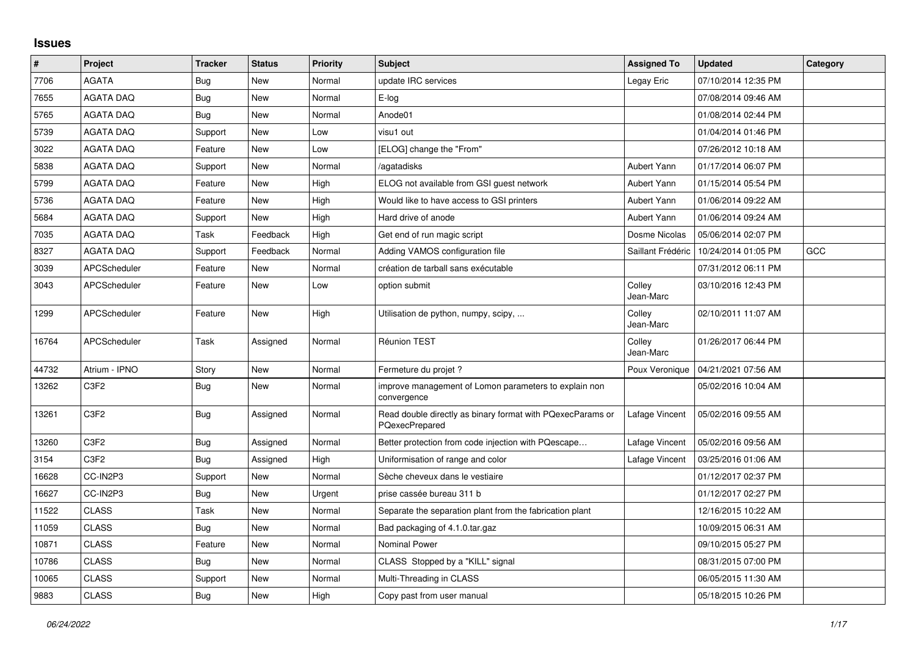# Issues

| # | Project | Tracker | Status | Priority | Subject | Assigned To | Updated | Category |
|---|---|---|---|---|---|---|---|---|
| 7706 | AGATA | Bug | New | Normal | update IRC services | Legay Eric | 07/10/2014 12:35 PM | |
| 7655 | AGATA DAQ | Bug | New | Normal | E-log | | 07/08/2014 09:46 AM | |
| 5765 | AGATA DAQ | Bug | New | Normal | Anode01 | | 01/08/2014 02:44 PM | |
| 5739 | AGATA DAQ | Support | New | Low | visu1 out | | 01/04/2014 01:46 PM | |
| 3022 | AGATA DAQ | Feature | New | Low | [ELOG] change the "From" | | 07/26/2012 10:18 AM | |
| 5838 | AGATA DAQ | Support | New | Normal | /agatadisks | Aubert Yann | 01/17/2014 06:07 PM | |
| 5799 | AGATA DAQ | Feature | New | High | ELOG not available from GSI guest network | Aubert Yann | 01/15/2014 05:54 PM | |
| 5736 | AGATA DAQ | Feature | New | High | Would like to have access to GSI printers | Aubert Yann | 01/06/2014 09:22 AM | |
| 5684 | AGATA DAQ | Support | New | High | Hard drive of anode | Aubert Yann | 01/06/2014 09:24 AM | |
| 7035 | AGATA DAQ | Task | Feedback | High | Get end of run magic script | Dosme Nicolas | 05/06/2014 02:07 PM | |
| 8327 | AGATA DAQ | Support | Feedback | Normal | Adding VAMOS configuration file | Saillant Frédéric | 10/24/2014 01:05 PM | GCC |
| 3039 | APCScheduler | Feature | New | Normal | création de tarball sans exécutable | | 07/31/2012 06:11 PM | |
| 3043 | APCScheduler | Feature | New | Low | option submit | Colley Jean-Marc | 03/10/2016 12:43 PM | |
| 1299 | APCScheduler | Feature | New | High | Utilisation de python, numpy, scipy, ... | Colley Jean-Marc | 02/10/2011 11:07 AM | |
| 16764 | APCScheduler | Task | Assigned | Normal | Réunion TEST | Colley Jean-Marc | 01/26/2017 06:44 PM | |
| 44732 | Atrium - IPNO | Story | New | Normal | Fermeture du projet ? | Poux Veronique | 04/21/2021 07:56 AM | |
| 13262 | C3F2 | Bug | New | Normal | improve management of Lomon parameters to explain non convergence | | 05/02/2016 10:04 AM | |
| 13261 | C3F2 | Bug | Assigned | Normal | Read double directly as binary format with PQexecParams or PQexecPrepared | Lafage Vincent | 05/02/2016 09:55 AM | |
| 13260 | C3F2 | Bug | Assigned | Normal | Better protection from code injection with PQescape… | Lafage Vincent | 05/02/2016 09:56 AM | |
| 3154 | C3F2 | Bug | Assigned | High | Uniformisation of range and color | Lafage Vincent | 03/25/2016 01:06 AM | |
| 16628 | CC-IN2P3 | Support | New | Normal | Sèche cheveux dans le vestiaire | | 01/12/2017 02:37 PM | |
| 16627 | CC-IN2P3 | Bug | New | Urgent | prise cassée bureau 311 b | | 01/12/2017 02:27 PM | |
| 11522 | CLASS | Task | New | Normal | Separate the separation plant from the fabrication plant | | 12/16/2015 10:22 AM | |
| 11059 | CLASS | Bug | New | Normal | Bad packaging of 4.1.0.tar.gaz | | 10/09/2015 06:31 AM | |
| 10871 | CLASS | Feature | New | Normal | Nominal Power | | 09/10/2015 05:27 PM | |
| 10786 | CLASS | Bug | New | Normal | CLASS Stopped by a "KILL" signal | | 08/31/2015 07:00 PM | |
| 10065 | CLASS | Support | New | Normal | Multi-Threading in CLASS | | 06/05/2015 11:30 AM | |
| 9883 | CLASS | Bug | New | High | Copy past from user manual | | 05/18/2015 10:26 PM | |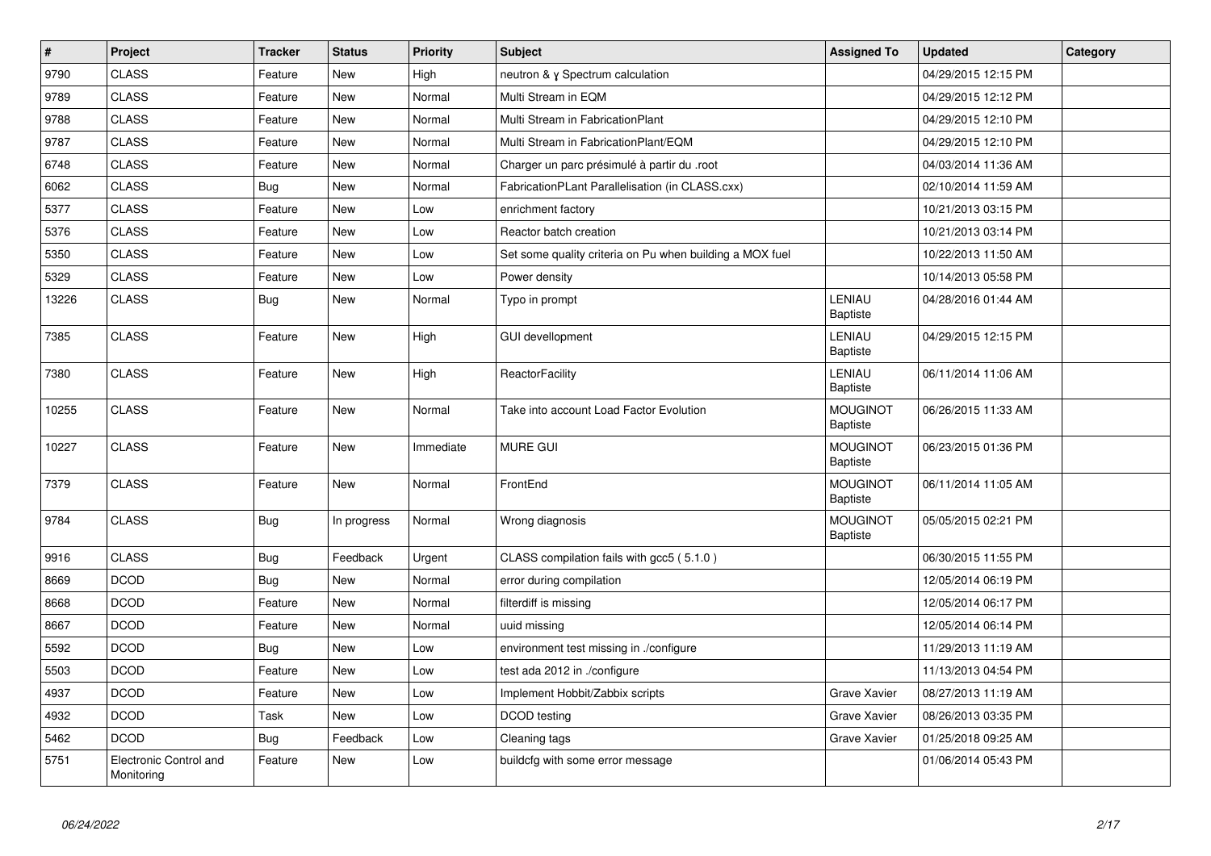| # | Project | Tracker | Status | Priority | Subject | Assigned To | Updated | Category |
|---|---|---|---|---|---|---|---|---|
| 9790 | CLASS | Feature | New | High | neutron & γ Spectrum calculation | | 04/29/2015 12:15 PM | |
| 9789 | CLASS | Feature | New | Normal | Multi Stream in EQM | | 04/29/2015 12:12 PM | |
| 9788 | CLASS | Feature | New | Normal | Multi Stream in FabricationPlant | | 04/29/2015 12:10 PM | |
| 9787 | CLASS | Feature | New | Normal | Multi Stream in FabricationPlant/EQM | | 04/29/2015 12:10 PM | |
| 6748 | CLASS | Feature | New | Normal | Charger un parc présimulé à partir du .root | | 04/03/2014 11:36 AM | |
| 6062 | CLASS | Bug | New | Normal | FabricationPLant Parallelisation (in CLASS.cxx) | | 02/10/2014 11:59 AM | |
| 5377 | CLASS | Feature | New | Low | enrichment factory | | 10/21/2013 03:15 PM | |
| 5376 | CLASS | Feature | New | Low | Reactor batch creation | | 10/21/2013 03:14 PM | |
| 5350 | CLASS | Feature | New | Low | Set some quality criteria on Pu when building a MOX fuel | | 10/22/2013 11:50 AM | |
| 5329 | CLASS | Feature | New | Low | Power density | | 10/14/2013 05:58 PM | |
| 13226 | CLASS | Bug | New | Normal | Typo in prompt | LENIAU Baptiste | 04/28/2016 01:44 AM | |
| 7385 | CLASS | Feature | New | High | GUI devellopment | LENIAU Baptiste | 04/29/2015 12:15 PM | |
| 7380 | CLASS | Feature | New | High | ReactorFacility | LENIAU Baptiste | 06/11/2014 11:06 AM | |
| 10255 | CLASS | Feature | New | Normal | Take into account Load Factor Evolution | MOUGINOT Baptiste | 06/26/2015 11:33 AM | |
| 10227 | CLASS | Feature | New | Immediate | MURE GUI | MOUGINOT Baptiste | 06/23/2015 01:36 PM | |
| 7379 | CLASS | Feature | New | Normal | FrontEnd | MOUGINOT Baptiste | 06/11/2014 11:05 AM | |
| 9784 | CLASS | Bug | In progress | Normal | Wrong diagnosis | MOUGINOT Baptiste | 05/05/2015 02:21 PM | |
| 9916 | CLASS | Bug | Feedback | Urgent | CLASS compilation fails with gcc5 ( 5.1.0 ) | | 06/30/2015 11:55 PM | |
| 8669 | DCOD | Bug | New | Normal | error during compilation | | 12/05/2014 06:19 PM | |
| 8668 | DCOD | Feature | New | Normal | filterdiff is missing | | 12/05/2014 06:17 PM | |
| 8667 | DCOD | Feature | New | Normal | uuid missing | | 12/05/2014 06:14 PM | |
| 5592 | DCOD | Bug | New | Low | environment test missing in ./configure | | 11/29/2013 11:19 AM | |
| 5503 | DCOD | Feature | New | Low | test ada 2012 in ./configure | | 11/13/2013 04:54 PM | |
| 4937 | DCOD | Feature | New | Low | Implement Hobbit/Zabbix scripts | Grave Xavier | 08/27/2013 11:19 AM | |
| 4932 | DCOD | Task | New | Low | DCOD testing | Grave Xavier | 08/26/2013 03:35 PM | |
| 5462 | DCOD | Bug | Feedback | Low | Cleaning tags | Grave Xavier | 01/25/2018 09:25 AM | |
| 5751 | Electronic Control and Monitoring | Feature | New | Low | buildcfg with some error message | | 01/06/2014 05:43 PM | |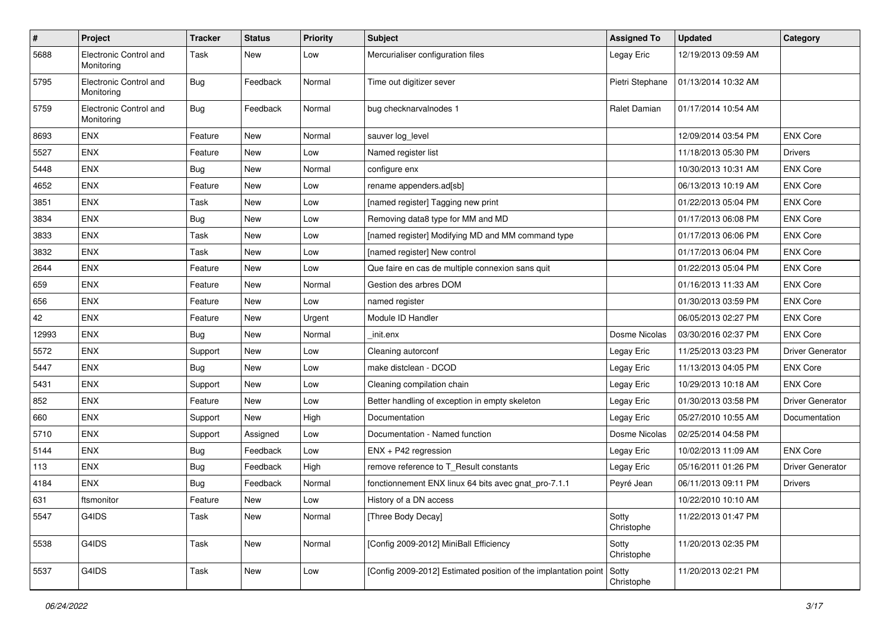| # | Project | Tracker | Status | Priority | Subject | Assigned To | Updated | Category |
|---|---|---|---|---|---|---|---|---|
| 5688 | Electronic Control and Monitoring | Task | New | Low | Mercurialiser configuration files | Legay Eric | 12/19/2013 09:59 AM | |
| 5795 | Electronic Control and Monitoring | Bug | Feedback | Normal | Time out digitizer sever | Pietri Stephane | 01/13/2014 10:32 AM | |
| 5759 | Electronic Control and Monitoring | Bug | Feedback | Normal | bug checknarvalnodes 1 | Ralet Damian | 01/17/2014 10:54 AM | |
| 8693 | ENX | Feature | New | Normal | sauver log_level | | 12/09/2014 03:54 PM | ENX Core |
| 5527 | ENX | Feature | New | Low | Named register list | | 11/18/2013 05:30 PM | Drivers |
| 5448 | ENX | Bug | New | Normal | configure enx | | 10/30/2013 10:31 AM | ENX Core |
| 4652 | ENX | Feature | New | Low | rename appenders.ad[sb] | | 06/13/2013 10:19 AM | ENX Core |
| 3851 | ENX | Task | New | Low | [named register] Tagging new print | | 01/22/2013 05:04 PM | ENX Core |
| 3834 | ENX | Bug | New | Low | Removing data8 type for MM and MD | | 01/17/2013 06:08 PM | ENX Core |
| 3833 | ENX | Task | New | Low | [named register] Modifying MD and MM command type | | 01/17/2013 06:06 PM | ENX Core |
| 3832 | ENX | Task | New | Low | [named register] New control | | 01/17/2013 06:04 PM | ENX Core |
| 2644 | ENX | Feature | New | Low | Que faire en cas de multiple connexion sans quit | | 01/22/2013 05:04 PM | ENX Core |
| 659 | ENX | Feature | New | Normal | Gestion des arbres DOM | | 01/16/2013 11:33 AM | ENX Core |
| 656 | ENX | Feature | New | Low | named register | | 01/30/2013 03:59 PM | ENX Core |
| 42 | ENX | Feature | New | Urgent | Module ID Handler | | 06/05/2013 02:27 PM | ENX Core |
| 12993 | ENX | Bug | New | Normal | _init.enx | Dosme Nicolas | 03/30/2016 02:37 PM | ENX Core |
| 5572 | ENX | Support | New | Low | Cleaning autorconf | Legay Eric | 11/25/2013 03:23 PM | Driver Generator |
| 5447 | ENX | Bug | New | Low | make distclean - DCOD | Legay Eric | 11/13/2013 04:05 PM | ENX Core |
| 5431 | ENX | Support | New | Low | Cleaning compilation chain | Legay Eric | 10/29/2013 10:18 AM | ENX Core |
| 852 | ENX | Feature | New | Low | Better handling of exception in empty skeleton | Legay Eric | 01/30/2013 03:58 PM | Driver Generator |
| 660 | ENX | Support | New | High | Documentation | Legay Eric | 05/27/2010 10:55 AM | Documentation |
| 5710 | ENX | Support | Assigned | Low | Documentation - Named function | Dosme Nicolas | 02/25/2014 04:58 PM | |
| 5144 | ENX | Bug | Feedback | Low | ENX + P42 regression | Legay Eric | 10/02/2013 11:09 AM | ENX Core |
| 113 | ENX | Bug | Feedback | High | remove reference to T_Result constants | Legay Eric | 05/16/2011 01:26 PM | Driver Generator |
| 4184 | ENX | Bug | Feedback | Normal | fonctionnement ENX linux 64 bits avec gnat_pro-7.1.1 | Peyré Jean | 06/11/2013 09:11 PM | Drivers |
| 631 | ftsmonitor | Feature | New | Low | History of a DN access | | 10/22/2010 10:10 AM | |
| 5547 | G4IDS | Task | New | Normal | [Three Body Decay] | Sotty Christophe | 11/22/2013 01:47 PM | |
| 5538 | G4IDS | Task | New | Normal | [Config 2009-2012] MiniBall Efficiency | Sotty Christophe | 11/20/2013 02:35 PM | |
| 5537 | G4IDS | Task | New | Low | [Config 2009-2012] Estimated position of the implantation point | Sotty Christophe | 11/20/2013 02:21 PM | |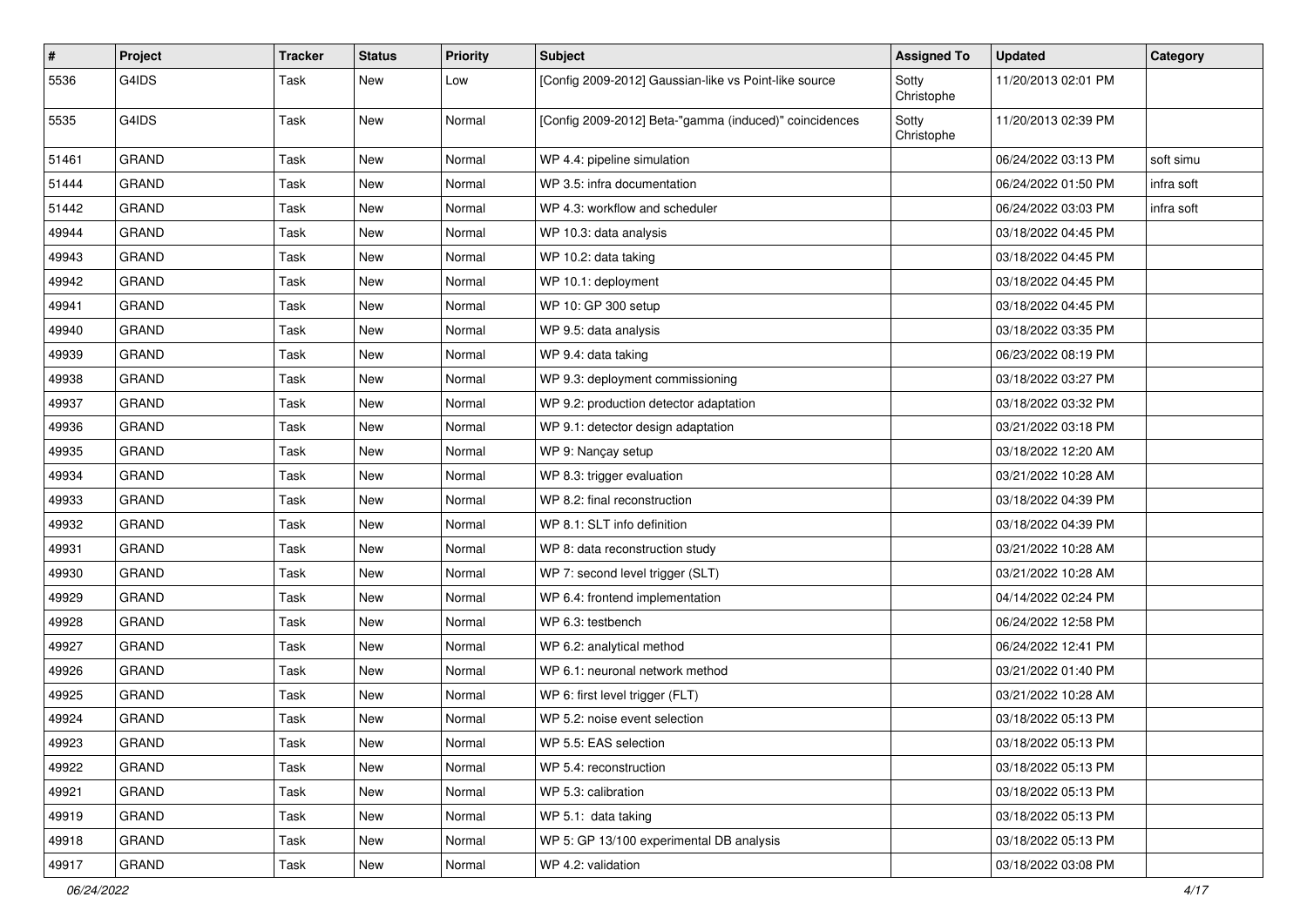| # | Project | Tracker | Status | Priority | Subject | Assigned To | Updated | Category |
|---|---|---|---|---|---|---|---|---|
| 5536 | G4IDS | Task | New | Low | [Config 2009-2012] Gaussian-like vs Point-like source | Sotty Christophe | 11/20/2013 02:01 PM | |
| 5535 | G4IDS | Task | New | Normal | [Config 2009-2012] Beta-"gamma (induced)" coincidences | Sotty Christophe | 11/20/2013 02:39 PM | |
| 51461 | GRAND | Task | New | Normal | WP 4.4: pipeline simulation | | 06/24/2022 03:13 PM | soft simu |
| 51444 | GRAND | Task | New | Normal | WP 3.5: infra documentation | | 06/24/2022 01:50 PM | infra soft |
| 51442 | GRAND | Task | New | Normal | WP 4.3: workflow and scheduler | | 06/24/2022 03:03 PM | infra soft |
| 49944 | GRAND | Task | New | Normal | WP 10.3: data analysis | | 03/18/2022 04:45 PM | |
| 49943 | GRAND | Task | New | Normal | WP 10.2: data taking | | 03/18/2022 04:45 PM | |
| 49942 | GRAND | Task | New | Normal | WP 10.1: deployment | | 03/18/2022 04:45 PM | |
| 49941 | GRAND | Task | New | Normal | WP 10: GP 300 setup | | 03/18/2022 04:45 PM | |
| 49940 | GRAND | Task | New | Normal | WP 9.5: data analysis | | 03/18/2022 03:35 PM | |
| 49939 | GRAND | Task | New | Normal | WP 9.4: data taking | | 06/23/2022 08:19 PM | |
| 49938 | GRAND | Task | New | Normal | WP 9.3: deployment commissioning | | 03/18/2022 03:27 PM | |
| 49937 | GRAND | Task | New | Normal | WP 9.2: production detector adaptation | | 03/18/2022 03:32 PM | |
| 49936 | GRAND | Task | New | Normal | WP 9.1: detector design adaptation | | 03/21/2022 03:18 PM | |
| 49935 | GRAND | Task | New | Normal | WP 9: Nançay setup | | 03/18/2022 12:20 AM | |
| 49934 | GRAND | Task | New | Normal | WP 8.3: trigger evaluation | | 03/21/2022 10:28 AM | |
| 49933 | GRAND | Task | New | Normal | WP 8.2: final reconstruction | | 03/18/2022 04:39 PM | |
| 49932 | GRAND | Task | New | Normal | WP 8.1: SLT info definition | | 03/18/2022 04:39 PM | |
| 49931 | GRAND | Task | New | Normal | WP 8: data reconstruction study | | 03/21/2022 10:28 AM | |
| 49930 | GRAND | Task | New | Normal | WP 7: second level trigger (SLT) | | 03/21/2022 10:28 AM | |
| 49929 | GRAND | Task | New | Normal | WP 6.4: frontend implementation | | 04/14/2022 02:24 PM | |
| 49928 | GRAND | Task | New | Normal | WP 6.3: testbench | | 06/24/2022 12:58 PM | |
| 49927 | GRAND | Task | New | Normal | WP 6.2: analytical method | | 06/24/2022 12:41 PM | |
| 49926 | GRAND | Task | New | Normal | WP 6.1: neuronal network method | | 03/21/2022 01:40 PM | |
| 49925 | GRAND | Task | New | Normal | WP 6: first level trigger (FLT) | | 03/21/2022 10:28 AM | |
| 49924 | GRAND | Task | New | Normal | WP 5.2: noise event selection | | 03/18/2022 05:13 PM | |
| 49923 | GRAND | Task | New | Normal | WP 5.5: EAS selection | | 03/18/2022 05:13 PM | |
| 49922 | GRAND | Task | New | Normal | WP 5.4: reconstruction | | 03/18/2022 05:13 PM | |
| 49921 | GRAND | Task | New | Normal | WP 5.3: calibration | | 03/18/2022 05:13 PM | |
| 49919 | GRAND | Task | New | Normal | WP 5.1: data taking | | 03/18/2022 05:13 PM | |
| 49918 | GRAND | Task | New | Normal | WP 5: GP 13/100 experimental DB analysis | | 03/18/2022 05:13 PM | |
| 49917 | GRAND | Task | New | Normal | WP 4.2: validation | | 03/18/2022 03:08 PM | |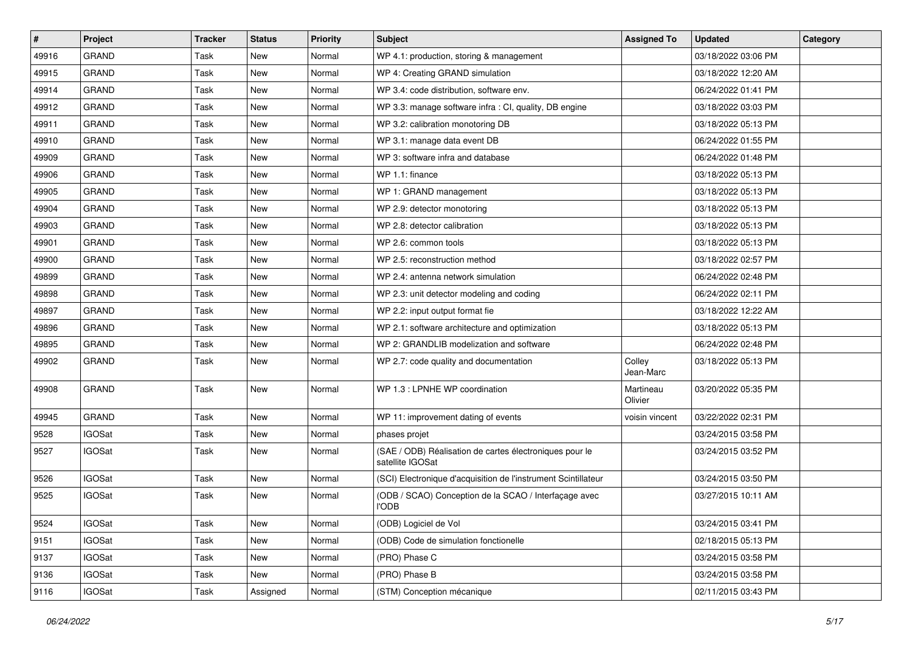| # | Project | Tracker | Status | Priority | Subject | Assigned To | Updated | Category |
|---|---|---|---|---|---|---|---|---|
| 49916 | GRAND | Task | New | Normal | WP 4.1: production, storing & management | | 03/18/2022 03:06 PM | |
| 49915 | GRAND | Task | New | Normal | WP 4: Creating GRAND simulation | | 03/18/2022 12:20 AM | |
| 49914 | GRAND | Task | New | Normal | WP 3.4: code distribution, software env. | | 06/24/2022 01:41 PM | |
| 49912 | GRAND | Task | New | Normal | WP 3.3: manage software infra : CI, quality, DB engine | | 03/18/2022 03:03 PM | |
| 49911 | GRAND | Task | New | Normal | WP 3.2: calibration monotoring DB | | 03/18/2022 05:13 PM | |
| 49910 | GRAND | Task | New | Normal | WP 3.1: manage data event DB | | 06/24/2022 01:55 PM | |
| 49909 | GRAND | Task | New | Normal | WP 3: software infra and database | | 06/24/2022 01:48 PM | |
| 49906 | GRAND | Task | New | Normal | WP 1.1: finance | | 03/18/2022 05:13 PM | |
| 49905 | GRAND | Task | New | Normal | WP 1: GRAND management | | 03/18/2022 05:13 PM | |
| 49904 | GRAND | Task | New | Normal | WP 2.9: detector monotoring | | 03/18/2022 05:13 PM | |
| 49903 | GRAND | Task | New | Normal | WP 2.8: detector calibration | | 03/18/2022 05:13 PM | |
| 49901 | GRAND | Task | New | Normal | WP 2.6: common tools | | 03/18/2022 05:13 PM | |
| 49900 | GRAND | Task | New | Normal | WP 2.5: reconstruction method | | 03/18/2022 02:57 PM | |
| 49899 | GRAND | Task | New | Normal | WP 2.4: antenna network simulation | | 06/24/2022 02:48 PM | |
| 49898 | GRAND | Task | New | Normal | WP 2.3: unit detector modeling and coding | | 06/24/2022 02:11 PM | |
| 49897 | GRAND | Task | New | Normal | WP 2.2: input output format fie | | 03/18/2022 12:22 AM | |
| 49896 | GRAND | Task | New | Normal | WP 2.1: software architecture and optimization | | 03/18/2022 05:13 PM | |
| 49895 | GRAND | Task | New | Normal | WP 2: GRANDLIB modelization and software | | 06/24/2022 02:48 PM | |
| 49902 | GRAND | Task | New | Normal | WP 2.7: code quality and documentation | Colley Jean-Marc | 03/18/2022 05:13 PM | |
| 49908 | GRAND | Task | New | Normal | WP 1.3 : LPNHE WP coordination | Martineau Olivier | 03/20/2022 05:35 PM | |
| 49945 | GRAND | Task | New | Normal | WP 11: improvement dating of events | voisin vincent | 03/22/2022 02:31 PM | |
| 9528 | IGOSat | Task | New | Normal | phases projet | | 03/24/2015 03:58 PM | |
| 9527 | IGOSat | Task | New | Normal | (SAE / ODB) Réalisation de cartes électroniques pour le satellite IGOSat | | 03/24/2015 03:52 PM | |
| 9526 | IGOSat | Task | New | Normal | (SCI) Electronique d'acquisition de l'instrument Scintillateur | | 03/24/2015 03:50 PM | |
| 9525 | IGOSat | Task | New | Normal | (ODB / SCAO) Conception de la SCAO / Interfaçage avec l'ODB | | 03/27/2015 10:11 AM | |
| 9524 | IGOSat | Task | New | Normal | (ODB) Logiciel de Vol | | 03/24/2015 03:41 PM | |
| 9151 | IGOSat | Task | New | Normal | (ODB) Code de simulation fonctionelle | | 02/18/2015 05:13 PM | |
| 9137 | IGOSat | Task | New | Normal | (PRO) Phase C | | 03/24/2015 03:58 PM | |
| 9136 | IGOSat | Task | New | Normal | (PRO) Phase B | | 03/24/2015 03:58 PM | |
| 9116 | IGOSat | Task | Assigned | Normal | (STM) Conception mécanique | | 02/11/2015 03:43 PM | |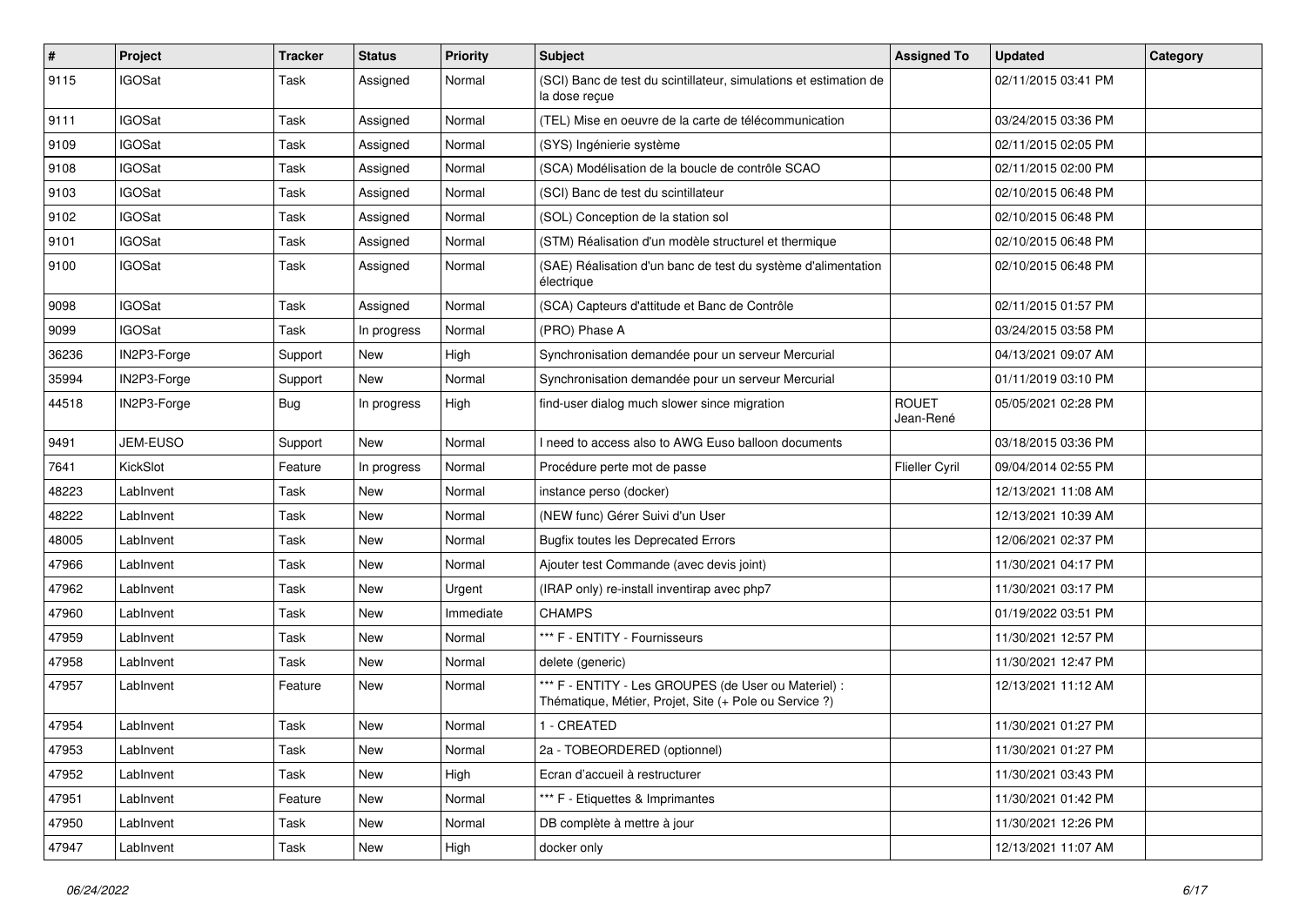| # | Project | Tracker | Status | Priority | Subject | Assigned To | Updated | Category |
|---|---|---|---|---|---|---|---|---|
| 9115 | IGOSat | Task | Assigned | Normal | (SCI) Banc de test du scintillateur, simulations et estimation de la dose reçue | | 02/11/2015 03:41 PM | |
| 9111 | IGOSat | Task | Assigned | Normal | (TEL) Mise en oeuvre de la carte de télécommunication | | 03/24/2015 03:36 PM | |
| 9109 | IGOSat | Task | Assigned | Normal | (SYS) Ingénierie système | | 02/11/2015 02:05 PM | |
| 9108 | IGOSat | Task | Assigned | Normal | (SCA) Modélisation de la boucle de contrôle SCAO | | 02/11/2015 02:00 PM | |
| 9103 | IGOSat | Task | Assigned | Normal | (SCI) Banc de test du scintillateur | | 02/10/2015 06:48 PM | |
| 9102 | IGOSat | Task | Assigned | Normal | (SOL) Conception de la station sol | | 02/10/2015 06:48 PM | |
| 9101 | IGOSat | Task | Assigned | Normal | (STM) Réalisation d'un modèle structurel et thermique | | 02/10/2015 06:48 PM | |
| 9100 | IGOSat | Task | Assigned | Normal | (SAE) Réalisation d'un banc de test du système d'alimentation électrique | | 02/10/2015 06:48 PM | |
| 9098 | IGOSat | Task | Assigned | Normal | (SCA) Capteurs d'attitude et Banc de Contrôle | | 02/11/2015 01:57 PM | |
| 9099 | IGOSat | Task | In progress | Normal | (PRO) Phase A | | 03/24/2015 03:58 PM | |
| 36236 | IN2P3-Forge | Support | New | High | Synchronisation demandée pour un serveur Mercurial | | 04/13/2021 09:07 AM | |
| 35994 | IN2P3-Forge | Support | New | Normal | Synchronisation demandée pour un serveur Mercurial | | 01/11/2019 03:10 PM | |
| 44518 | IN2P3-Forge | Bug | In progress | High | find-user dialog much slower since migration | ROUET Jean-René | 05/05/2021 02:28 PM | |
| 9491 | JEM-EUSO | Support | New | Normal | I need to access also to AWG Euso balloon documents | | 03/18/2015 03:36 PM | |
| 7641 | KickSlot | Feature | In progress | Normal | Procédure perte mot de passe | Flieller Cyril | 09/04/2014 02:55 PM | |
| 48223 | LabInvent | Task | New | Normal | instance perso (docker) | | 12/13/2021 11:08 AM | |
| 48222 | LabInvent | Task | New | Normal | (NEW func) Gérer Suivi d'un User | | 12/13/2021 10:39 AM | |
| 48005 | LabInvent | Task | New | Normal | Bugfix toutes les Deprecated Errors | | 12/06/2021 02:37 PM | |
| 47966 | LabInvent | Task | New | Normal | Ajouter test Commande (avec devis joint) | | 11/30/2021 04:17 PM | |
| 47962 | LabInvent | Task | New | Urgent | (IRAP only) re-install inventirap avec php7 | | 11/30/2021 03:17 PM | |
| 47960 | LabInvent | Task | New | Immediate | CHAMPS | | 01/19/2022 03:51 PM | |
| 47959 | LabInvent | Task | New | Normal | *** F - ENTITY - Fournisseurs | | 11/30/2021 12:57 PM | |
| 47958 | LabInvent | Task | New | Normal | delete (generic) | | 11/30/2021 12:47 PM | |
| 47957 | LabInvent | Feature | New | Normal | *** F - ENTITY - Les GROUPES (de User ou Materiel) : Thématique, Métier, Projet, Site (+ Pole ou Service ?) | | 12/13/2021 11:12 AM | |
| 47954 | LabInvent | Task | New | Normal | 1 - CREATED | | 11/30/2021 01:27 PM | |
| 47953 | LabInvent | Task | New | Normal | 2a - TOBEORDERED (optionnel) | | 11/30/2021 01:27 PM | |
| 47952 | LabInvent | Task | New | High | Ecran d'accueil à restructurer | | 11/30/2021 03:43 PM | |
| 47951 | LabInvent | Feature | New | Normal | *** F - Etiquettes & Imprimantes | | 11/30/2021 01:42 PM | |
| 47950 | LabInvent | Task | New | Normal | DB complète à mettre à jour | | 11/30/2021 12:26 PM | |
| 47947 | LabInvent | Task | New | High | docker only | | 12/13/2021 11:07 AM | |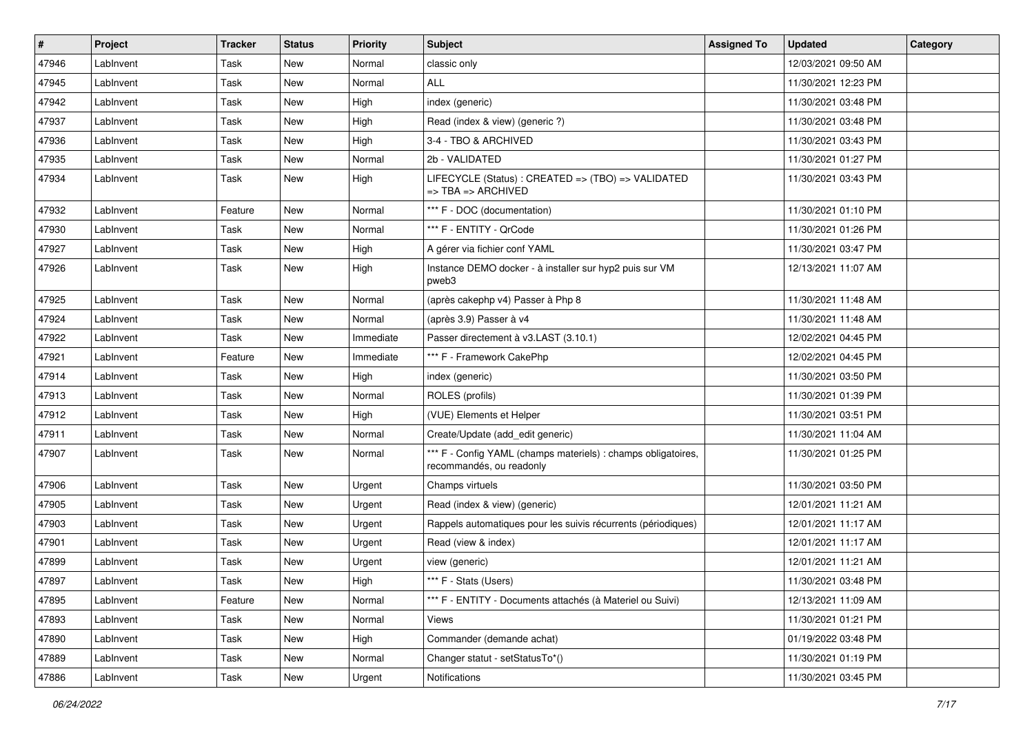| # | Project | Tracker | Status | Priority | Subject | Assigned To | Updated | Category |
|---|---|---|---|---|---|---|---|---|
| 47946 | LabInvent | Task | New | Normal | classic only | | 12/03/2021 09:50 AM | |
| 47945 | LabInvent | Task | New | Normal | ALL | | 11/30/2021 12:23 PM | |
| 47942 | LabInvent | Task | New | High | index (generic) | | 11/30/2021 03:48 PM | |
| 47937 | LabInvent | Task | New | High | Read (index & view) (generic ?) | | 11/30/2021 03:48 PM | |
| 47936 | LabInvent | Task | New | High | 3-4 - TBO & ARCHIVED | | 11/30/2021 03:43 PM | |
| 47935 | LabInvent | Task | New | Normal | 2b - VALIDATED | | 11/30/2021 01:27 PM | |
| 47934 | LabInvent | Task | New | High | LIFECYCLE (Status) : CREATED => (TBO) => VALIDATED => TBA => ARCHIVED | | 11/30/2021 03:43 PM | |
| 47932 | LabInvent | Feature | New | Normal | *** F - DOC (documentation) | | 11/30/2021 01:10 PM | |
| 47930 | LabInvent | Task | New | Normal | *** F - ENTITY - QrCode | | 11/30/2021 01:26 PM | |
| 47927 | LabInvent | Task | New | High | A gérer via fichier conf YAML | | 11/30/2021 03:47 PM | |
| 47926 | LabInvent | Task | New | High | Instance DEMO docker - à installer sur hyp2 puis sur VM pweb3 | | 12/13/2021 11:07 AM | |
| 47925 | LabInvent | Task | New | Normal | (après cakephp v4) Passer à Php 8 | | 11/30/2021 11:48 AM | |
| 47924 | LabInvent | Task | New | Normal | (après 3.9) Passer à v4 | | 11/30/2021 11:48 AM | |
| 47922 | LabInvent | Task | New | Immediate | Passer directement à v3.LAST (3.10.1) | | 12/02/2021 04:45 PM | |
| 47921 | LabInvent | Feature | New | Immediate | *** F - Framework CakePhp | | 12/02/2021 04:45 PM | |
| 47914 | LabInvent | Task | New | High | index (generic) | | 11/30/2021 03:50 PM | |
| 47913 | LabInvent | Task | New | Normal | ROLES (profils) | | 11/30/2021 01:39 PM | |
| 47912 | LabInvent | Task | New | High | (VUE) Elements et Helper | | 11/30/2021 03:51 PM | |
| 47911 | LabInvent | Task | New | Normal | Create/Update (add_edit generic) | | 11/30/2021 11:04 AM | |
| 47907 | LabInvent | Task | New | Normal | *** F - Config YAML (champs materiels) : champs obligatoires, recommandés, ou readonly | | 11/30/2021 01:25 PM | |
| 47906 | LabInvent | Task | New | Urgent | Champs virtuels | | 11/30/2021 03:50 PM | |
| 47905 | LabInvent | Task | New | Urgent | Read (index & view) (generic) | | 12/01/2021 11:21 AM | |
| 47903 | LabInvent | Task | New | Urgent | Rappels automatiques pour les suivis récurrents (périodiques) | | 12/01/2021 11:17 AM | |
| 47901 | LabInvent | Task | New | Urgent | Read (view & index) | | 12/01/2021 11:17 AM | |
| 47899 | LabInvent | Task | New | Urgent | view (generic) | | 12/01/2021 11:21 AM | |
| 47897 | LabInvent | Task | New | High | *** F - Stats (Users) | | 11/30/2021 03:48 PM | |
| 47895 | LabInvent | Feature | New | Normal | *** F - ENTITY - Documents attachés (à Materiel ou Suivi) | | 12/13/2021 11:09 AM | |
| 47893 | LabInvent | Task | New | Normal | Views | | 11/30/2021 01:21 PM | |
| 47890 | LabInvent | Task | New | High | Commander (demande achat) | | 01/19/2022 03:48 PM | |
| 47889 | LabInvent | Task | New | Normal | Changer statut - setStatusTo*() | | 11/30/2021 01:19 PM | |
| 47886 | LabInvent | Task | New | Urgent | Notifications | | 11/30/2021 03:45 PM | |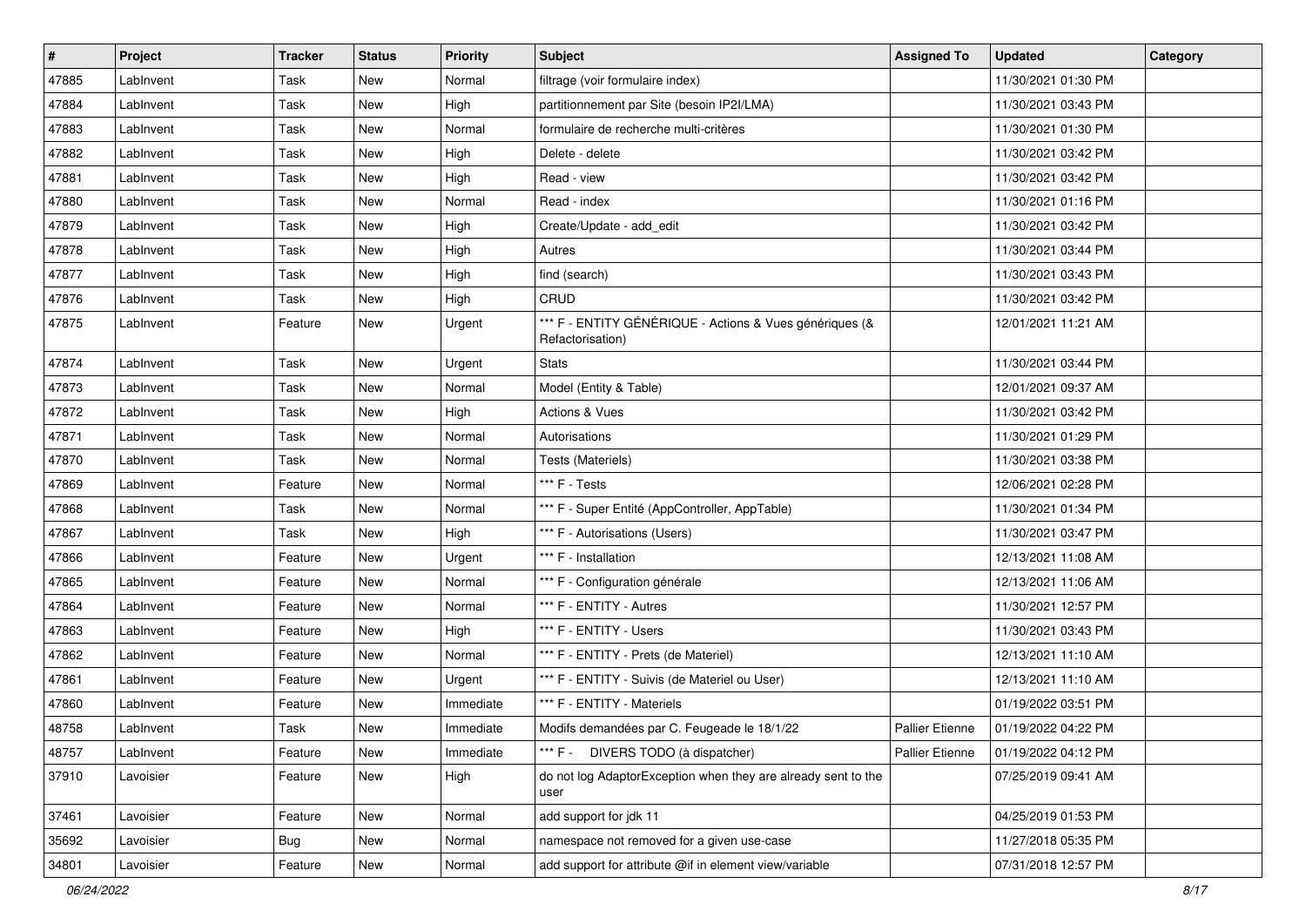| # | Project | Tracker | Status | Priority | Subject | Assigned To | Updated | Category |
|---|---|---|---|---|---|---|---|---|
| 47885 | LabInvent | Task | New | Normal | filtrage (voir formulaire index) | | 11/30/2021 01:30 PM | |
| 47884 | LabInvent | Task | New | High | partitionnement par Site (besoin IP2I/LMA) | | 11/30/2021 03:43 PM | |
| 47883 | LabInvent | Task | New | Normal | formulaire de recherche multi-critères | | 11/30/2021 01:30 PM | |
| 47882 | LabInvent | Task | New | High | Delete - delete | | 11/30/2021 03:42 PM | |
| 47881 | LabInvent | Task | New | High | Read - view | | 11/30/2021 03:42 PM | |
| 47880 | LabInvent | Task | New | Normal | Read - index | | 11/30/2021 01:16 PM | |
| 47879 | LabInvent | Task | New | High | Create/Update - add_edit | | 11/30/2021 03:42 PM | |
| 47878 | LabInvent | Task | New | High | Autres | | 11/30/2021 03:44 PM | |
| 47877 | LabInvent | Task | New | High | find (search) | | 11/30/2021 03:43 PM | |
| 47876 | LabInvent | Task | New | High | CRUD | | 11/30/2021 03:42 PM | |
| 47875 | LabInvent | Feature | New | Urgent | *** F - ENTITY GÉNÉRIQUE - Actions & Vues génériques (& Refactorisation) | | 12/01/2021 11:21 AM | |
| 47874 | LabInvent | Task | New | Urgent | Stats | | 11/30/2021 03:44 PM | |
| 47873 | LabInvent | Task | New | Normal | Model (Entity & Table) | | 12/01/2021 09:37 AM | |
| 47872 | LabInvent | Task | New | High | Actions & Vues | | 11/30/2021 03:42 PM | |
| 47871 | LabInvent | Task | New | Normal | Autorisations | | 11/30/2021 01:29 PM | |
| 47870 | LabInvent | Task | New | Normal | Tests (Materiels) | | 11/30/2021 03:38 PM | |
| 47869 | LabInvent | Feature | New | Normal | *** F - Tests | | 12/06/2021 02:28 PM | |
| 47868 | LabInvent | Task | New | Normal | *** F - Super Entité (AppController, AppTable) | | 11/30/2021 01:34 PM | |
| 47867 | LabInvent | Task | New | High | *** F - Autorisations (Users) | | 11/30/2021 03:47 PM | |
| 47866 | LabInvent | Feature | New | Urgent | *** F - Installation | | 12/13/2021 11:08 AM | |
| 47865 | LabInvent | Feature | New | Normal | *** F - Configuration générale | | 12/13/2021 11:06 AM | |
| 47864 | LabInvent | Feature | New | Normal | *** F - ENTITY - Autres | | 11/30/2021 12:57 PM | |
| 47863 | LabInvent | Feature | New | High | *** F - ENTITY - Users | | 11/30/2021 03:43 PM | |
| 47862 | LabInvent | Feature | New | Normal | *** F - ENTITY - Prets (de Materiel) | | 12/13/2021 11:10 AM | |
| 47861 | LabInvent | Feature | New | Urgent | *** F - ENTITY - Suivis (de Materiel ou User) | | 12/13/2021 11:10 AM | |
| 47860 | LabInvent | Feature | New | Immediate | *** F - ENTITY - Materiels | | 01/19/2022 03:51 PM | |
| 48758 | LabInvent | Task | New | Immediate | Modifs demandées par C. Feugeade le 18/1/22 | Pallier Etienne | 01/19/2022 04:22 PM | |
| 48757 | LabInvent | Feature | New | Immediate | *** F - DIVERS TODO (à dispatcher) | Pallier Etienne | 01/19/2022 04:12 PM | |
| 37910 | Lavoisier | Feature | New | High | do not log AdaptorException when they are already sent to the user | | 07/25/2019 09:41 AM | |
| 37461 | Lavoisier | Feature | New | Normal | add support for jdk 11 | | 04/25/2019 01:53 PM | |
| 35692 | Lavoisier | Bug | New | Normal | namespace not removed for a given use-case | | 11/27/2018 05:35 PM | |
| 34801 | Lavoisier | Feature | New | Normal | add support for attribute @if in element view/variable | | 07/31/2018 12:57 PM | |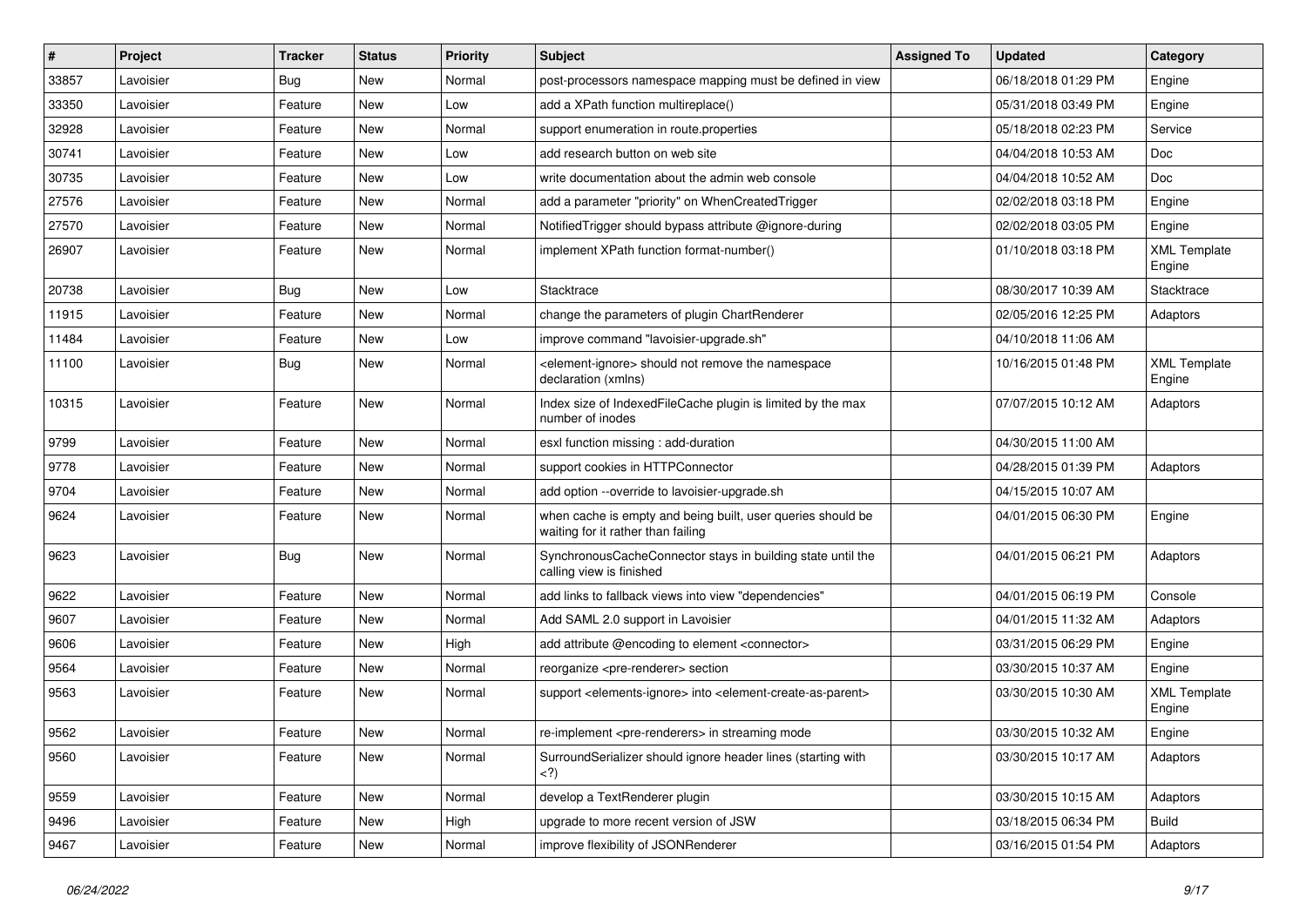| # | Project | Tracker | Status | Priority | Subject | Assigned To | Updated | Category |
|---|---|---|---|---|---|---|---|---|
| 33857 | Lavoisier | Bug | New | Normal | post-processors namespace mapping must be defined in view | | 06/18/2018 01:29 PM | Engine |
| 33350 | Lavoisier | Feature | New | Low | add a XPath function multireplace() | | 05/31/2018 03:49 PM | Engine |
| 32928 | Lavoisier | Feature | New | Normal | support enumeration in route.properties | | 05/18/2018 02:23 PM | Service |
| 30741 | Lavoisier | Feature | New | Low | add research button on web site | | 04/04/2018 10:53 AM | Doc |
| 30735 | Lavoisier | Feature | New | Low | write documentation about the admin web console | | 04/04/2018 10:52 AM | Doc |
| 27576 | Lavoisier | Feature | New | Normal | add a parameter "priority" on WhenCreatedTrigger | | 02/02/2018 03:18 PM | Engine |
| 27570 | Lavoisier | Feature | New | Normal | NotifiedTrigger should bypass attribute @ignore-during | | 02/02/2018 03:05 PM | Engine |
| 26907 | Lavoisier | Feature | New | Normal | implement XPath function format-number() | | 01/10/2018 03:18 PM | XML Template Engine |
| 20738 | Lavoisier | Bug | New | Low | Stacktrace | | 08/30/2017 10:39 AM | Stacktrace |
| 11915 | Lavoisier | Feature | New | Normal | change the parameters of plugin ChartRenderer | | 02/05/2016 12:25 PM | Adaptors |
| 11484 | Lavoisier | Feature | New | Low | improve command "lavoisier-upgrade.sh" | | 04/10/2018 11:06 AM | |
| 11100 | Lavoisier | Bug | New | Normal | <element-ignore> should not remove the namespace declaration (xmlns) | | 10/16/2015 01:48 PM | XML Template Engine |
| 10315 | Lavoisier | Feature | New | Normal | Index size of IndexedFileCache plugin is limited by the max number of inodes | | 07/07/2015 10:12 AM | Adaptors |
| 9799 | Lavoisier | Feature | New | Normal | esxl function missing : add-duration | | 04/30/2015 11:00 AM | |
| 9778 | Lavoisier | Feature | New | Normal | support cookies in HTTPConnector | | 04/28/2015 01:39 PM | Adaptors |
| 9704 | Lavoisier | Feature | New | Normal | add option --override to lavoisier-upgrade.sh | | 04/15/2015 10:07 AM | |
| 9624 | Lavoisier | Feature | New | Normal | when cache is empty and being built, user queries should be waiting for it rather than failing | | 04/01/2015 06:30 PM | Engine |
| 9623 | Lavoisier | Bug | New | Normal | SynchronousCacheConnector stays in building state until the calling view is finished | | 04/01/2015 06:21 PM | Adaptors |
| 9622 | Lavoisier | Feature | New | Normal | add links to fallback views into view "dependencies" | | 04/01/2015 06:19 PM | Console |
| 9607 | Lavoisier | Feature | New | Normal | Add SAML 2.0 support in Lavoisier | | 04/01/2015 11:32 AM | Adaptors |
| 9606 | Lavoisier | Feature | New | High | add attribute @encoding to element <connector> | | 03/31/2015 06:29 PM | Engine |
| 9564 | Lavoisier | Feature | New | Normal | reorganize <pre-renderer> section | | 03/30/2015 10:37 AM | Engine |
| 9563 | Lavoisier | Feature | New | Normal | support <elements-ignore> into <element-create-as-parent> | | 03/30/2015 10:30 AM | XML Template Engine |
| 9562 | Lavoisier | Feature | New | Normal | re-implement <pre-renderers> in streaming mode | | 03/30/2015 10:32 AM | Engine |
| 9560 | Lavoisier | Feature | New | Normal | SurroundSerializer should ignore header lines (starting with <?) | | 03/30/2015 10:17 AM | Adaptors |
| 9559 | Lavoisier | Feature | New | Normal | develop a TextRenderer plugin | | 03/30/2015 10:15 AM | Adaptors |
| 9496 | Lavoisier | Feature | New | High | upgrade to more recent version of JSW | | 03/18/2015 06:34 PM | Build |
| 9467 | Lavoisier | Feature | New | Normal | improve flexibility of JSONRenderer | | 03/16/2015 01:54 PM | Adaptors |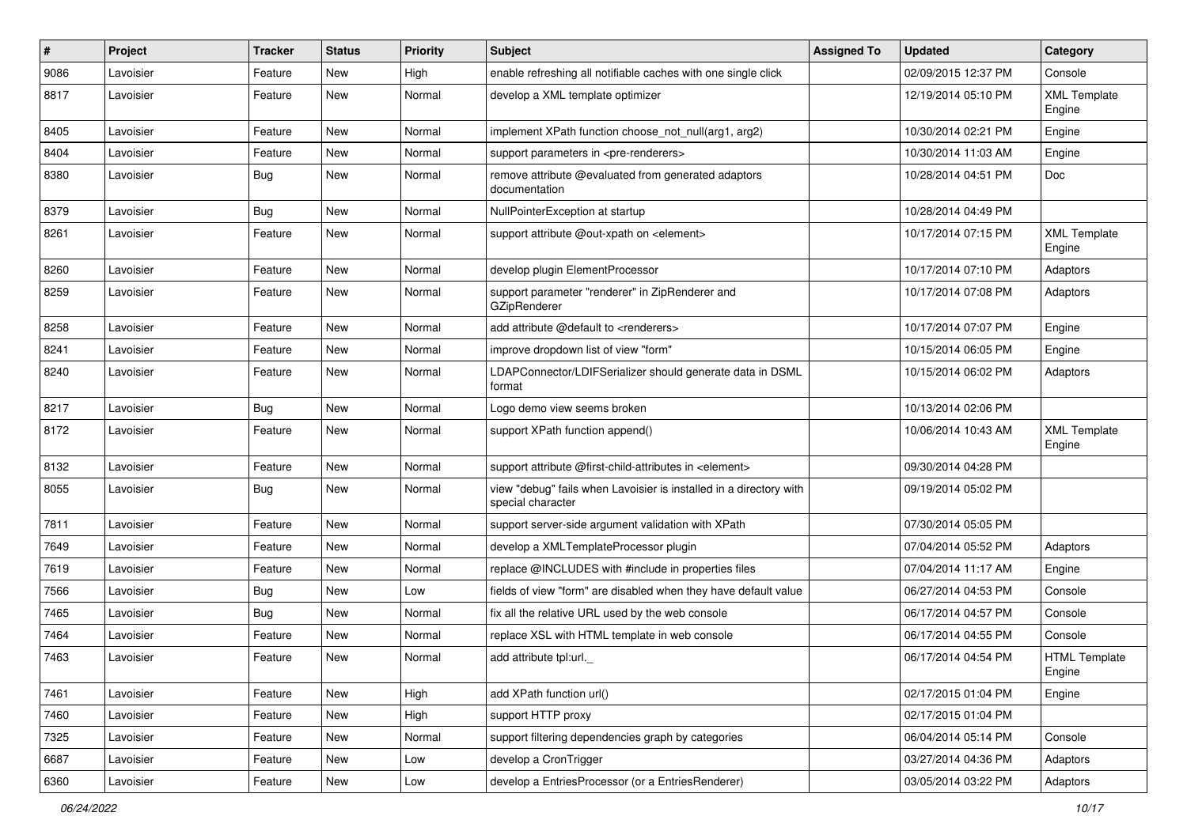| # | Project | Tracker | Status | Priority | Subject | Assigned To | Updated | Category |
|---|---|---|---|---|---|---|---|---|
| 9086 | Lavoisier | Feature | New | High | enable refreshing all notifiable caches with one single click | | 02/09/2015 12:37 PM | Console |
| 8817 | Lavoisier | Feature | New | Normal | develop a XML template optimizer | | 12/19/2014 05:10 PM | XML Template Engine |
| 8405 | Lavoisier | Feature | New | Normal | implement XPath function choose_not_null(arg1, arg2) | | 10/30/2014 02:21 PM | Engine |
| 8404 | Lavoisier | Feature | New | Normal | support parameters in <pre-renderers> | | 10/30/2014 11:03 AM | Engine |
| 8380 | Lavoisier | Bug | New | Normal | remove attribute @evaluated from generated adaptors documentation | | 10/28/2014 04:51 PM | Doc |
| 8379 | Lavoisier | Bug | New | Normal | NullPointerException at startup | | 10/28/2014 04:49 PM | |
| 8261 | Lavoisier | Feature | New | Normal | support attribute @out-xpath on <element> | | 10/17/2014 07:15 PM | XML Template Engine |
| 8260 | Lavoisier | Feature | New | Normal | develop plugin ElementProcessor | | 10/17/2014 07:10 PM | Adaptors |
| 8259 | Lavoisier | Feature | New | Normal | support parameter "renderer" in ZipRenderer and GZipRenderer | | 10/17/2014 07:08 PM | Adaptors |
| 8258 | Lavoisier | Feature | New | Normal | add attribute @default to <renderers> | | 10/17/2014 07:07 PM | Engine |
| 8241 | Lavoisier | Feature | New | Normal | improve dropdown list of view "form" | | 10/15/2014 06:05 PM | Engine |
| 8240 | Lavoisier | Feature | New | Normal | LDAPConnector/LDIFSerializer should generate data in DSML format | | 10/15/2014 06:02 PM | Adaptors |
| 8217 | Lavoisier | Bug | New | Normal | Logo demo view seems broken | | 10/13/2014 02:06 PM | |
| 8172 | Lavoisier | Feature | New | Normal | support XPath function append() | | 10/06/2014 10:43 AM | XML Template Engine |
| 8132 | Lavoisier | Feature | New | Normal | support attribute @first-child-attributes in <element> | | 09/30/2014 04:28 PM | |
| 8055 | Lavoisier | Bug | New | Normal | view "debug" fails when Lavoisier is installed in a directory with special character | | 09/19/2014 05:02 PM | |
| 7811 | Lavoisier | Feature | New | Normal | support server-side argument validation with XPath | | 07/30/2014 05:05 PM | |
| 7649 | Lavoisier | Feature | New | Normal | develop a XMLTemplateProcessor plugin | | 07/04/2014 05:52 PM | Adaptors |
| 7619 | Lavoisier | Feature | New | Normal | replace @INCLUDES with #include in properties files | | 07/04/2014 11:17 AM | Engine |
| 7566 | Lavoisier | Bug | New | Low | fields of view "form" are disabled when they have default value | | 06/27/2014 04:53 PM | Console |
| 7465 | Lavoisier | Bug | New | Normal | fix all the relative URL used by the web console | | 06/17/2014 04:57 PM | Console |
| 7464 | Lavoisier | Feature | New | Normal | replace XSL with HTML template in web console | | 06/17/2014 04:55 PM | Console |
| 7463 | Lavoisier | Feature | New | Normal | add attribute tpl:url._ | | 06/17/2014 04:54 PM | HTML Template Engine |
| 7461 | Lavoisier | Feature | New | High | add XPath function url() | | 02/17/2015 01:04 PM | Engine |
| 7460 | Lavoisier | Feature | New | High | support HTTP proxy | | 02/17/2015 01:04 PM | |
| 7325 | Lavoisier | Feature | New | Normal | support filtering dependencies graph by categories | | 06/04/2014 05:14 PM | Console |
| 6687 | Lavoisier | Feature | New | Low | develop a CronTrigger | | 03/27/2014 04:36 PM | Adaptors |
| 6360 | Lavoisier | Feature | New | Low | develop a EntriesProcessor (or a EntriesRenderer) | | 03/05/2014 03:22 PM | Adaptors |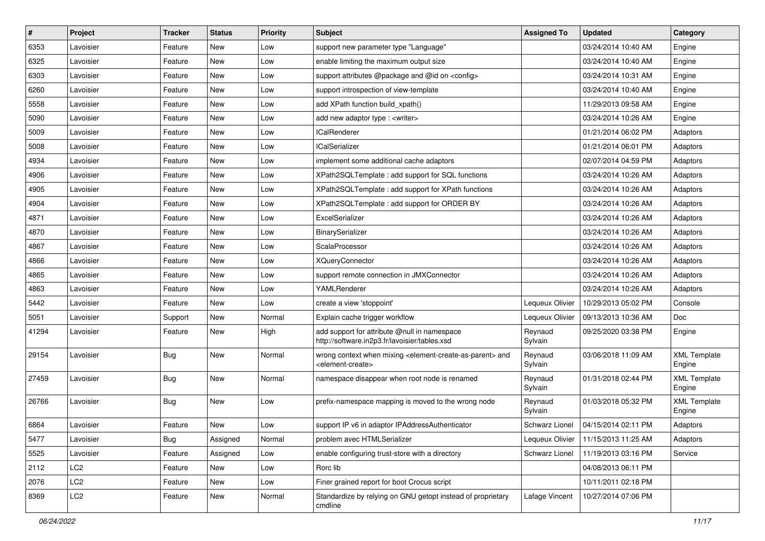| # | Project | Tracker | Status | Priority | Subject | Assigned To | Updated | Category |
|---|---|---|---|---|---|---|---|---|
| 6353 | Lavoisier | Feature | New | Low | support new parameter type "Language" | | 03/24/2014 10:40 AM | Engine |
| 6325 | Lavoisier | Feature | New | Low | enable limiting the maximum output size | | 03/24/2014 10:40 AM | Engine |
| 6303 | Lavoisier | Feature | New | Low | support attributes @package and @id on <config> | | 03/24/2014 10:31 AM | Engine |
| 6260 | Lavoisier | Feature | New | Low | support introspection of view-template | | 03/24/2014 10:40 AM | Engine |
| 5558 | Lavoisier | Feature | New | Low | add XPath function build_xpath() | | 11/29/2013 09:58 AM | Engine |
| 5090 | Lavoisier | Feature | New | Low | add new adaptor type : <writer> | | 03/24/2014 10:26 AM | Engine |
| 5009 | Lavoisier | Feature | New | Low | ICalRenderer | | 01/21/2014 06:02 PM | Adaptors |
| 5008 | Lavoisier | Feature | New | Low | ICalSerializer | | 01/21/2014 06:01 PM | Adaptors |
| 4934 | Lavoisier | Feature | New | Low | implement some additional cache adaptors | | 02/07/2014 04:59 PM | Adaptors |
| 4906 | Lavoisier | Feature | New | Low | XPath2SQLTemplate : add support for SQL functions | | 03/24/2014 10:26 AM | Adaptors |
| 4905 | Lavoisier | Feature | New | Low | XPath2SQLTemplate : add support for XPath functions | | 03/24/2014 10:26 AM | Adaptors |
| 4904 | Lavoisier | Feature | New | Low | XPath2SQLTemplate : add support for ORDER BY | | 03/24/2014 10:26 AM | Adaptors |
| 4871 | Lavoisier | Feature | New | Low | ExcelSerializer | | 03/24/2014 10:26 AM | Adaptors |
| 4870 | Lavoisier | Feature | New | Low | BinarySerializer | | 03/24/2014 10:26 AM | Adaptors |
| 4867 | Lavoisier | Feature | New | Low | ScalaProcessor | | 03/24/2014 10:26 AM | Adaptors |
| 4866 | Lavoisier | Feature | New | Low | XQueryConnector | | 03/24/2014 10:26 AM | Adaptors |
| 4865 | Lavoisier | Feature | New | Low | support remote connection in JMXConnector | | 03/24/2014 10:26 AM | Adaptors |
| 4863 | Lavoisier | Feature | New | Low | YAMLRenderer | | 03/24/2014 10:26 AM | Adaptors |
| 5442 | Lavoisier | Feature | New | Low | create a view 'stoppoint' | Lequeux Olivier | 10/29/2013 05:02 PM | Console |
| 5051 | Lavoisier | Support | New | Normal | Explain cache trigger workflow | Lequeux Olivier | 09/13/2013 10:36 AM | Doc |
| 41294 | Lavoisier | Feature | New | High | add support for attribute @null in namespace http://software.in2p3.fr/lavoisier/tables.xsd | Reynaud Sylvain | 09/25/2020 03:38 PM | Engine |
| 29154 | Lavoisier | Bug | New | Normal | wrong context when mixing <element-create-as-parent> and <element-create> | Reynaud Sylvain | 03/06/2018 11:09 AM | XML Template Engine |
| 27459 | Lavoisier | Bug | New | Normal | namespace disappear when root node is renamed | Reynaud Sylvain | 01/31/2018 02:44 PM | XML Template Engine |
| 26766 | Lavoisier | Bug | New | Low | prefix-namespace mapping is moved to the wrong node | Reynaud Sylvain | 01/03/2018 05:32 PM | XML Template Engine |
| 6864 | Lavoisier | Feature | New | Low | support IP v6 in adaptor IPAddressAuthenticator | Schwarz Lionel | 04/15/2014 02:11 PM | Adaptors |
| 5477 | Lavoisier | Bug | Assigned | Normal | problem avec HTMLSerializer | Lequeux Olivier | 11/15/2013 11:25 AM | Adaptors |
| 5525 | Lavoisier | Feature | Assigned | Low | enable configuring trust-store with a directory | Schwarz Lionel | 11/19/2013 03:16 PM | Service |
| 2112 | LC2 | Feature | New | Low | Rorc lib | | 04/08/2013 06:11 PM | |
| 2076 | LC2 | Feature | New | Low | Finer grained report for boot Crocus script | | 10/11/2011 02:18 PM | |
| 8369 | LC2 | Feature | New | Normal | Standardize by relying on GNU getopt instead of proprietary cmdline | Lafage Vincent | 10/27/2014 07:06 PM | |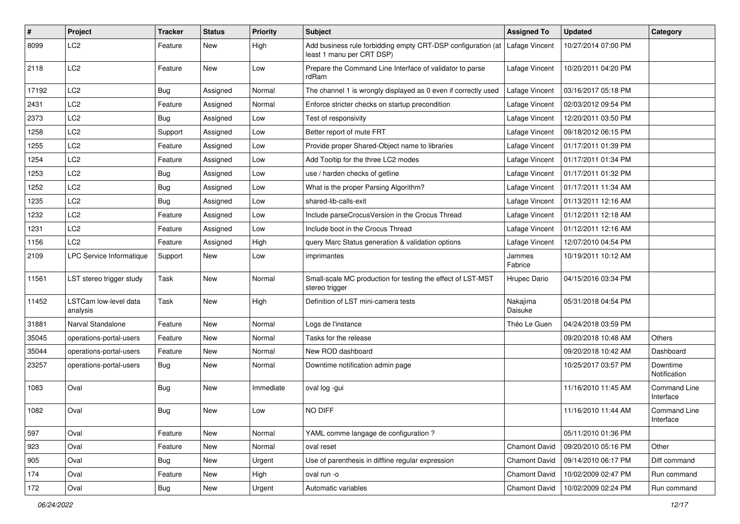| # | Project | Tracker | Status | Priority | Subject | Assigned To | Updated | Category |
|---|---|---|---|---|---|---|---|---|
| 8099 | LC2 | Feature | New | High | Add business rule forbidding empty CRT-DSP configuration (at least 1 manu per CRT DSP) | Lafage Vincent | 10/27/2014 07:00 PM | |
| 2118 | LC2 | Feature | New | Low | Prepare the Command Line Interface of validator to parse rdRam | Lafage Vincent | 10/20/2011 04:20 PM | |
| 17192 | LC2 | Bug | Assigned | Normal | The channel 1 is wrongly displayed as 0 even if correctly used | Lafage Vincent | 03/16/2017 05:18 PM | |
| 2431 | LC2 | Feature | Assigned | Normal | Enforce stricter checks on startup precondition | Lafage Vincent | 02/03/2012 09:54 PM | |
| 2373 | LC2 | Bug | Assigned | Low | Test of responsivity | Lafage Vincent | 12/20/2011 03:50 PM | |
| 1258 | LC2 | Support | Assigned | Low | Better report of mute FRT | Lafage Vincent | 09/18/2012 06:15 PM | |
| 1255 | LC2 | Feature | Assigned | Low | Provide proper Shared-Object name to libraries | Lafage Vincent | 01/17/2011 01:39 PM | |
| 1254 | LC2 | Feature | Assigned | Low | Add Tooltip for the three LC2 modes | Lafage Vincent | 01/17/2011 01:34 PM | |
| 1253 | LC2 | Bug | Assigned | Low | use / harden checks of getline | Lafage Vincent | 01/17/2011 01:32 PM | |
| 1252 | LC2 | Bug | Assigned | Low | What is the proper Parsing Algorithm? | Lafage Vincent | 01/17/2011 11:34 AM | |
| 1235 | LC2 | Bug | Assigned | Low | shared-lib-calls-exit | Lafage Vincent | 01/13/2011 12:16 AM | |
| 1232 | LC2 | Feature | Assigned | Low | Include parseCrocusVersion in the Crocus Thread | Lafage Vincent | 01/12/2011 12:18 AM | |
| 1231 | LC2 | Feature | Assigned | Low | Include boot in the Crocus Thread | Lafage Vincent | 01/12/2011 12:16 AM | |
| 1156 | LC2 | Feature | Assigned | High | query Marc Status generation & validation options | Lafage Vincent | 12/07/2010 04:54 PM | |
| 2109 | LPC Service Informatique | Support | New | Low | imprimantes | Jammes Fabrice | 10/19/2011 10:12 AM | |
| 11561 | LST stereo trigger study | Task | New | Normal | Small-scale MC production for testing the effect of LST-MST stereo trigger | Hrupec Dario | 04/15/2016 03:34 PM | |
| 11452 | LSTCam low-level data analysis | Task | New | High | Definition of LST mini-camera tests | Nakajima Daisuke | 05/31/2018 04:54 PM | |
| 31881 | Narval Standalone | Feature | New | Normal | Logs de l'instance | Théo Le Guen | 04/24/2018 03:59 PM | |
| 35045 | operations-portal-users | Feature | New | Normal | Tasks for the release | | 09/20/2018 10:48 AM | Others |
| 35044 | operations-portal-users | Feature | New | Normal | New ROD dashboard | | 09/20/2018 10:42 AM | Dashboard |
| 23257 | operations-portal-users | Bug | New | Normal | Downtime notification admin page | | 10/25/2017 03:57 PM | Downtime Notification |
| 1083 | Oval | Bug | New | Immediate | oval log -gui | | 11/16/2010 11:45 AM | Command Line Interface |
| 1082 | Oval | Bug | New | Low | NO DIFF | | 11/16/2010 11:44 AM | Command Line Interface |
| 597 | Oval | Feature | New | Normal | YAML comme langage de configuration ? | | 05/11/2010 01:36 PM | |
| 923 | Oval | Feature | New | Normal | oval reset | Chamont David | 09/20/2010 05:16 PM | Other |
| 905 | Oval | Bug | New | Urgent | Use of parenthesis in diffline regular expression | Chamont David | 09/14/2010 06:17 PM | Diff command |
| 174 | Oval | Feature | New | High | oval run -o | Chamont David | 10/02/2009 02:47 PM | Run command |
| 172 | Oval | Bug | New | Urgent | Automatic variables | Chamont David | 10/02/2009 02:24 PM | Run command |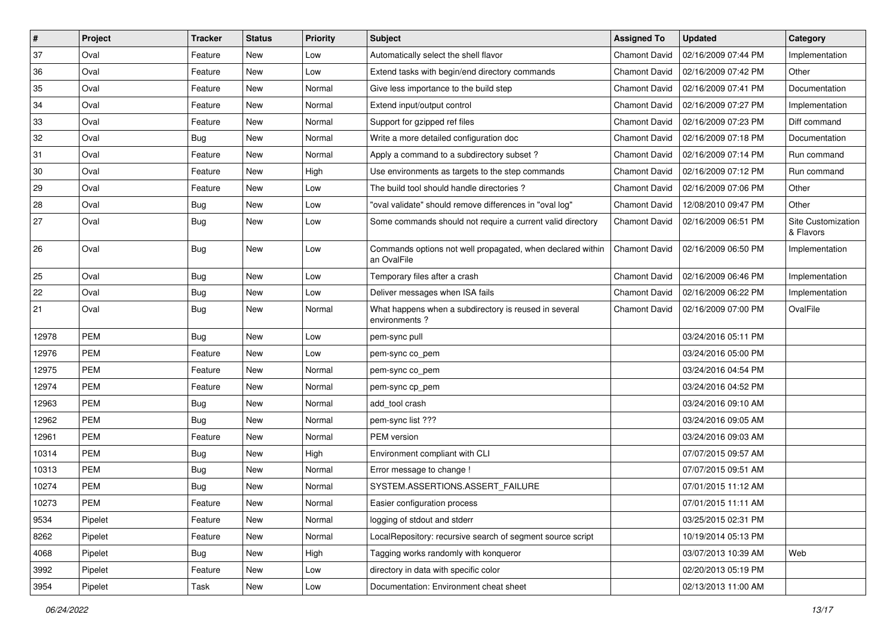| # | Project | Tracker | Status | Priority | Subject | Assigned To | Updated | Category |
|---|---|---|---|---|---|---|---|---|
| 37 | Oval | Feature | New | Low | Automatically select the shell flavor | Chamont David | 02/16/2009 07:44 PM | Implementation |
| 36 | Oval | Feature | New | Low | Extend tasks with begin/end directory commands | Chamont David | 02/16/2009 07:42 PM | Other |
| 35 | Oval | Feature | New | Normal | Give less importance to the build step | Chamont David | 02/16/2009 07:41 PM | Documentation |
| 34 | Oval | Feature | New | Normal | Extend input/output control | Chamont David | 02/16/2009 07:27 PM | Implementation |
| 33 | Oval | Feature | New | Normal | Support for gzipped ref files | Chamont David | 02/16/2009 07:23 PM | Diff command |
| 32 | Oval | Bug | New | Normal | Write a more detailed configuration doc | Chamont David | 02/16/2009 07:18 PM | Documentation |
| 31 | Oval | Feature | New | Normal | Apply a command to a subdirectory subset ? | Chamont David | 02/16/2009 07:14 PM | Run command |
| 30 | Oval | Feature | New | High | Use environments as targets to the step commands | Chamont David | 02/16/2009 07:12 PM | Run command |
| 29 | Oval | Feature | New | Low | The build tool should handle directories ? | Chamont David | 02/16/2009 07:06 PM | Other |
| 28 | Oval | Bug | New | Low | "oval validate" should remove differences in "oval log" | Chamont David | 12/08/2010 09:47 PM | Other |
| 27 | Oval | Bug | New | Low | Some commands should not require a current valid directory | Chamont David | 02/16/2009 06:51 PM | Site Customization & Flavors |
| 26 | Oval | Bug | New | Low | Commands options not well propagated, when declared within an OvalFile | Chamont David | 02/16/2009 06:50 PM | Implementation |
| 25 | Oval | Bug | New | Low | Temporary files after a crash | Chamont David | 02/16/2009 06:46 PM | Implementation |
| 22 | Oval | Bug | New | Low | Deliver messages when ISA fails | Chamont David | 02/16/2009 06:22 PM | Implementation |
| 21 | Oval | Bug | New | Normal | What happens when a subdirectory is reused in several environments ? | Chamont David | 02/16/2009 07:00 PM | OvalFile |
| 12978 | PEM | Bug | New | Low | pem-sync pull | | 03/24/2016 05:11 PM | |
| 12976 | PEM | Feature | New | Low | pem-sync co_pem | | 03/24/2016 05:00 PM | |
| 12975 | PEM | Feature | New | Normal | pem-sync co_pem | | 03/24/2016 04:54 PM | |
| 12974 | PEM | Feature | New | Normal | pem-sync cp_pem | | 03/24/2016 04:52 PM | |
| 12963 | PEM | Bug | New | Normal | add_tool crash | | 03/24/2016 09:10 AM | |
| 12962 | PEM | Bug | New | Normal | pem-sync list ??? | | 03/24/2016 09:05 AM | |
| 12961 | PEM | Feature | New | Normal | PEM version | | 03/24/2016 09:03 AM | |
| 10314 | PEM | Bug | New | High | Environment compliant with CLI | | 07/07/2015 09:57 AM | |
| 10313 | PEM | Bug | New | Normal | Error message to change ! | | 07/07/2015 09:51 AM | |
| 10274 | PEM | Bug | New | Normal | SYSTEM.ASSERTIONS.ASSERT_FAILURE | | 07/01/2015 11:12 AM | |
| 10273 | PEM | Feature | New | Normal | Easier configuration process | | 07/01/2015 11:11 AM | |
| 9534 | Pipelet | Feature | New | Normal | logging of stdout and stderr | | 03/25/2015 02:31 PM | |
| 8262 | Pipelet | Feature | New | Normal | LocalRepository: recursive search of segment source script | | 10/19/2014 05:13 PM | |
| 4068 | Pipelet | Bug | New | High | Tagging works randomly with konqueror | | 03/07/2013 10:39 AM | Web |
| 3992 | Pipelet | Feature | New | Low | directory in data with specific color | | 02/20/2013 05:19 PM | |
| 3954 | Pipelet | Task | New | Low | Documentation: Environment cheat sheet | | 02/13/2013 11:00 AM | |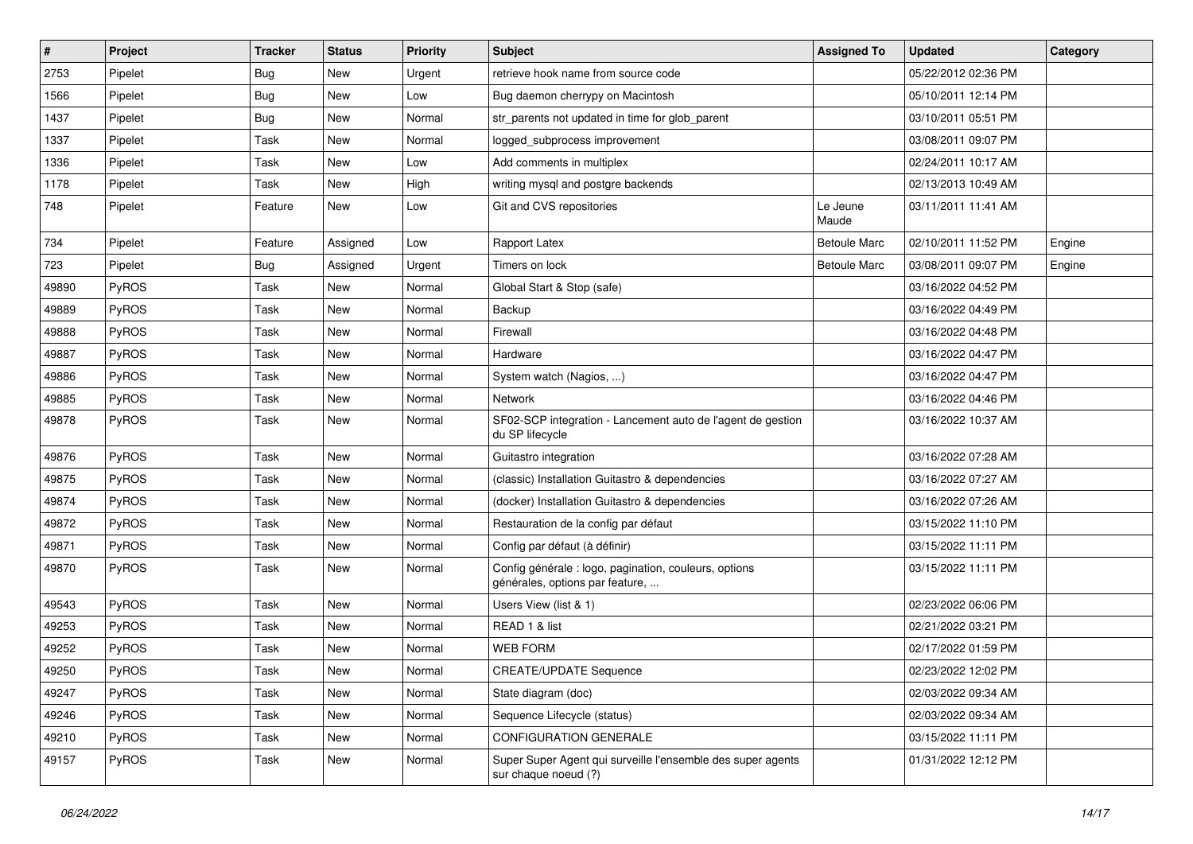| # | Project | Tracker | Status | Priority | Subject | Assigned To | Updated | Category |
|---|---|---|---|---|---|---|---|---|
| 2753 | Pipelet | Bug | New | Urgent | retrieve hook name from source code | | 05/22/2012 02:36 PM | |
| 1566 | Pipelet | Bug | New | Low | Bug daemon cherrypy on Macintosh | | 05/10/2011 12:14 PM | |
| 1437 | Pipelet | Bug | New | Normal | str_parents not updated in time for glob_parent | | 03/10/2011 05:51 PM | |
| 1337 | Pipelet | Task | New | Normal | logged_subprocess improvement | | 03/08/2011 09:07 PM | |
| 1336 | Pipelet | Task | New | Low | Add comments in multiplex | | 02/24/2011 10:17 AM | |
| 1178 | Pipelet | Task | New | High | writing mysql and postgre backends | | 02/13/2013 10:49 AM | |
| 748 | Pipelet | Feature | New | Low | Git and CVS repositories | Le Jeune Maude | 03/11/2011 11:41 AM | |
| 734 | Pipelet | Feature | Assigned | Low | Rapport Latex | Betoule Marc | 02/10/2011 11:52 PM | Engine |
| 723 | Pipelet | Bug | Assigned | Urgent | Timers on lock | Betoule Marc | 03/08/2011 09:07 PM | Engine |
| 49890 | PyROS | Task | New | Normal | Global Start & Stop (safe) | | 03/16/2022 04:52 PM | |
| 49889 | PyROS | Task | New | Normal | Backup | | 03/16/2022 04:49 PM | |
| 49888 | PyROS | Task | New | Normal | Firewall | | 03/16/2022 04:48 PM | |
| 49887 | PyROS | Task | New | Normal | Hardware | | 03/16/2022 04:47 PM | |
| 49886 | PyROS | Task | New | Normal | System watch (Nagios, ...) | | 03/16/2022 04:47 PM | |
| 49885 | PyROS | Task | New | Normal | Network | | 03/16/2022 04:46 PM | |
| 49878 | PyROS | Task | New | Normal | SF02-SCP integration - Lancement auto de l'agent de gestion du SP lifecycle | | 03/16/2022 10:37 AM | |
| 49876 | PyROS | Task | New | Normal | Guitastro integration | | 03/16/2022 07:28 AM | |
| 49875 | PyROS | Task | New | Normal | (classic) Installation Guitastro & dependencies | | 03/16/2022 07:27 AM | |
| 49874 | PyROS | Task | New | Normal | (docker) Installation Guitastro & dependencies | | 03/16/2022 07:26 AM | |
| 49872 | PyROS | Task | New | Normal | Restauration de la config par défaut | | 03/15/2022 11:10 PM | |
| 49871 | PyROS | Task | New | Normal | Config par défaut (à définir) | | 03/15/2022 11:11 PM | |
| 49870 | PyROS | Task | New | Normal | Config générale : logo, pagination, couleurs, options générales, options par feature, ... | | 03/15/2022 11:11 PM | |
| 49543 | PyROS | Task | New | Normal | Users View (list & 1) | | 02/23/2022 06:06 PM | |
| 49253 | PyROS | Task | New | Normal | READ 1 & list | | 02/21/2022 03:21 PM | |
| 49252 | PyROS | Task | New | Normal | WEB FORM | | 02/17/2022 01:59 PM | |
| 49250 | PyROS | Task | New | Normal | CREATE/UPDATE Sequence | | 02/23/2022 12:02 PM | |
| 49247 | PyROS | Task | New | Normal | State diagram (doc) | | 02/03/2022 09:34 AM | |
| 49246 | PyROS | Task | New | Normal | Sequence Lifecycle (status) | | 02/03/2022 09:34 AM | |
| 49210 | PyROS | Task | New | Normal | CONFIGURATION GENERALE | | 03/15/2022 11:11 PM | |
| 49157 | PyROS | Task | New | Normal | Super Super Agent qui surveille l'ensemble des super agents sur chaque noeud (?) | | 01/31/2022 12:12 PM | |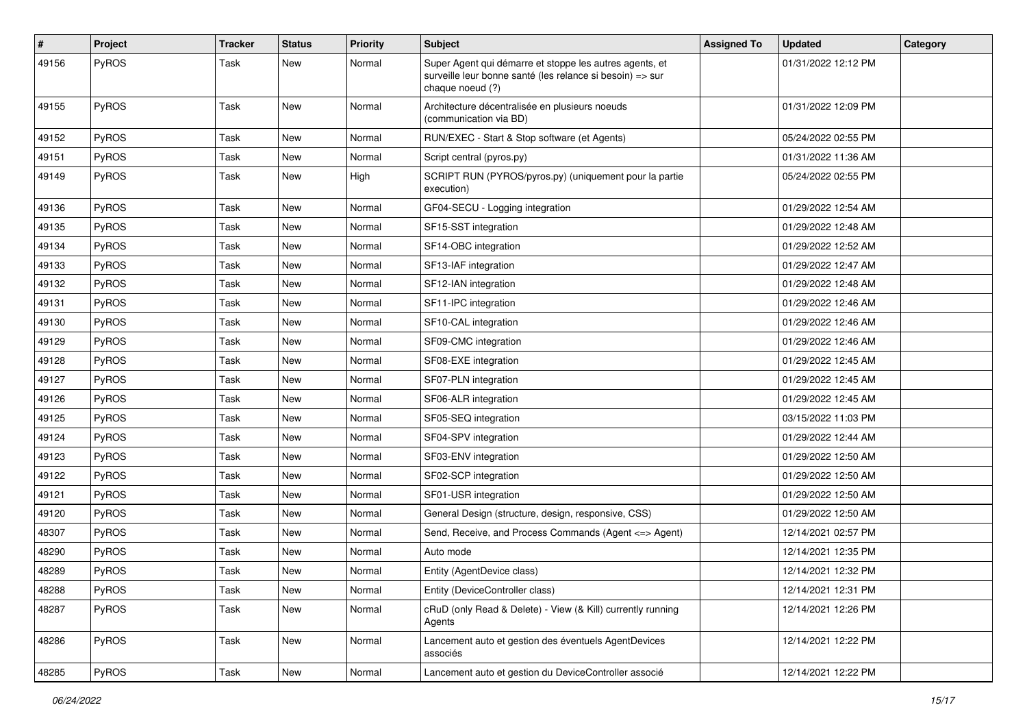| # | Project | Tracker | Status | Priority | Subject | Assigned To | Updated | Category |
|---|---|---|---|---|---|---|---|---|
| 49156 | PyROS | Task | New | Normal | Super Agent qui démarre et stoppe les autres agents, et surveille leur bonne santé (les relance si besoin) => sur chaque noeud (?) | | 01/31/2022 12:12 PM | |
| 49155 | PyROS | Task | New | Normal | Architecture décentralisée en plusieurs noeuds (communication via BD) | | 01/31/2022 12:09 PM | |
| 49152 | PyROS | Task | New | Normal | RUN/EXEC - Start & Stop software (et Agents) | | 05/24/2022 02:55 PM | |
| 49151 | PyROS | Task | New | Normal | Script central (pyros.py) | | 01/31/2022 11:36 AM | |
| 49149 | PyROS | Task | New | High | SCRIPT RUN (PYROS/pyros.py) (uniquement pour la partie execution) | | 05/24/2022 02:55 PM | |
| 49136 | PyROS | Task | New | Normal | GF04-SECU - Logging integration | | 01/29/2022 12:54 AM | |
| 49135 | PyROS | Task | New | Normal | SF15-SST integration | | 01/29/2022 12:48 AM | |
| 49134 | PyROS | Task | New | Normal | SF14-OBC integration | | 01/29/2022 12:52 AM | |
| 49133 | PyROS | Task | New | Normal | SF13-IAF integration | | 01/29/2022 12:47 AM | |
| 49132 | PyROS | Task | New | Normal | SF12-IAN integration | | 01/29/2022 12:48 AM | |
| 49131 | PyROS | Task | New | Normal | SF11-IPC integration | | 01/29/2022 12:46 AM | |
| 49130 | PyROS | Task | New | Normal | SF10-CAL integration | | 01/29/2022 12:46 AM | |
| 49129 | PyROS | Task | New | Normal | SF09-CMC integration | | 01/29/2022 12:46 AM | |
| 49128 | PyROS | Task | New | Normal | SF08-EXE integration | | 01/29/2022 12:45 AM | |
| 49127 | PyROS | Task | New | Normal | SF07-PLN integration | | 01/29/2022 12:45 AM | |
| 49126 | PyROS | Task | New | Normal | SF06-ALR integration | | 01/29/2022 12:45 AM | |
| 49125 | PyROS | Task | New | Normal | SF05-SEQ integration | | 03/15/2022 11:03 PM | |
| 49124 | PyROS | Task | New | Normal | SF04-SPV integration | | 01/29/2022 12:44 AM | |
| 49123 | PyROS | Task | New | Normal | SF03-ENV integration | | 01/29/2022 12:50 AM | |
| 49122 | PyROS | Task | New | Normal | SF02-SCP integration | | 01/29/2022 12:50 AM | |
| 49121 | PyROS | Task | New | Normal | SF01-USR integration | | 01/29/2022 12:50 AM | |
| 49120 | PyROS | Task | New | Normal | General Design (structure, design, responsive, CSS) | | 01/29/2022 12:50 AM | |
| 48307 | PyROS | Task | New | Normal | Send, Receive, and Process Commands (Agent <=> Agent) | | 12/14/2021 02:57 PM | |
| 48290 | PyROS | Task | New | Normal | Auto mode | | 12/14/2021 12:35 PM | |
| 48289 | PyROS | Task | New | Normal | Entity (AgentDevice class) | | 12/14/2021 12:32 PM | |
| 48288 | PyROS | Task | New | Normal | Entity (DeviceController class) | | 12/14/2021 12:31 PM | |
| 48287 | PyROS | Task | New | Normal | cRuD (only Read & Delete) - View (& Kill) currently running Agents | | 12/14/2021 12:26 PM | |
| 48286 | PyROS | Task | New | Normal | Lancement auto et gestion des éventuels AgentDevices associés | | 12/14/2021 12:22 PM | |
| 48285 | PyROS | Task | New | Normal | Lancement auto et gestion du DeviceController associé | | 12/14/2021 12:22 PM | |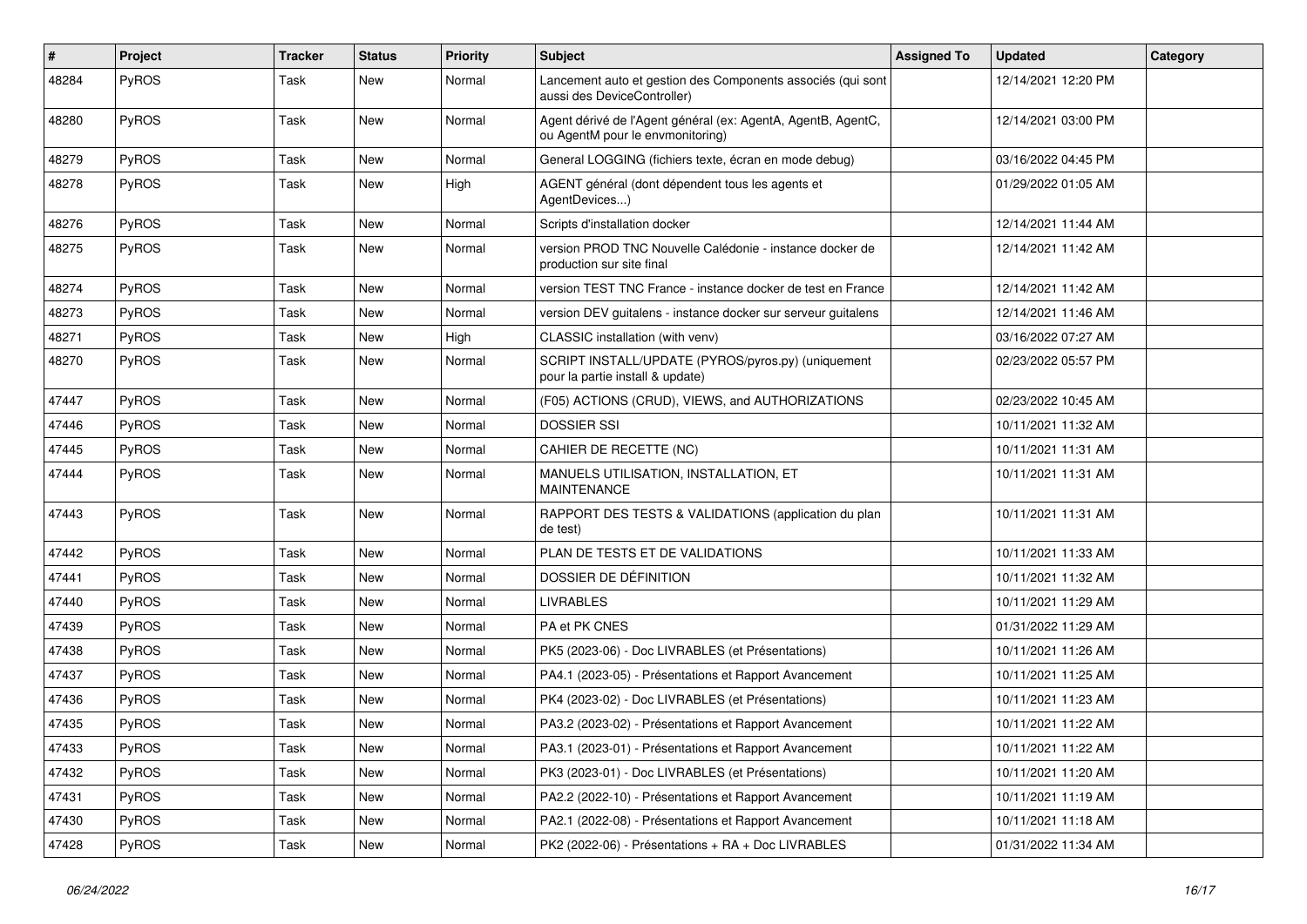| # | Project | Tracker | Status | Priority | Subject | Assigned To | Updated | Category |
|---|---|---|---|---|---|---|---|---|
| 48284 | PyROS | Task | New | Normal | Lancement auto et gestion des Components associés (qui sont aussi des DeviceController) | | 12/14/2021 12:20 PM | |
| 48280 | PyROS | Task | New | Normal | Agent dérivé de l'Agent général (ex: AgentA, AgentB, AgentC, ou AgentM pour le envmonitoring) | | 12/14/2021 03:00 PM | |
| 48279 | PyROS | Task | New | Normal | General LOGGING (fichiers texte, écran en mode debug) | | 03/16/2022 04:45 PM | |
| 48278 | PyROS | Task | New | High | AGENT général (dont dépendent tous les agents et AgentDevices...) | | 01/29/2022 01:05 AM | |
| 48276 | PyROS | Task | New | Normal | Scripts d'installation docker | | 12/14/2021 11:44 AM | |
| 48275 | PyROS | Task | New | Normal | version PROD TNC Nouvelle Calédonie - instance docker de production sur site final | | 12/14/2021 11:42 AM | |
| 48274 | PyROS | Task | New | Normal | version TEST TNC France - instance docker de test en France | | 12/14/2021 11:42 AM | |
| 48273 | PyROS | Task | New | Normal | version DEV guitalens - instance docker sur serveur guitalens | | 12/14/2021 11:46 AM | |
| 48271 | PyROS | Task | New | High | CLASSIC installation (with venv) | | 03/16/2022 07:27 AM | |
| 48270 | PyROS | Task | New | Normal | SCRIPT INSTALL/UPDATE (PYROS/pyros.py) (uniquement pour la partie install & update) | | 02/23/2022 05:57 PM | |
| 47447 | PyROS | Task | New | Normal | (F05) ACTIONS (CRUD), VIEWS, and AUTHORIZATIONS | | 02/23/2022 10:45 AM | |
| 47446 | PyROS | Task | New | Normal | DOSSIER SSI | | 10/11/2021 11:32 AM | |
| 47445 | PyROS | Task | New | Normal | CAHIER DE RECETTE (NC) | | 10/11/2021 11:31 AM | |
| 47444 | PyROS | Task | New | Normal | MANUELS UTILISATION, INSTALLATION, ET MAINTENANCE | | 10/11/2021 11:31 AM | |
| 47443 | PyROS | Task | New | Normal | RAPPORT DES TESTS & VALIDATIONS (application du plan de test) | | 10/11/2021 11:31 AM | |
| 47442 | PyROS | Task | New | Normal | PLAN DE TESTS ET DE VALIDATIONS | | 10/11/2021 11:33 AM | |
| 47441 | PyROS | Task | New | Normal | DOSSIER DE DÉFINITION | | 10/11/2021 11:32 AM | |
| 47440 | PyROS | Task | New | Normal | LIVRABLES | | 10/11/2021 11:29 AM | |
| 47439 | PyROS | Task | New | Normal | PA et PK CNES | | 01/31/2022 11:29 AM | |
| 47438 | PyROS | Task | New | Normal | PK5 (2023-06) - Doc LIVRABLES (et Présentations) | | 10/11/2021 11:26 AM | |
| 47437 | PyROS | Task | New | Normal | PA4.1 (2023-05) - Présentations et Rapport Avancement | | 10/11/2021 11:25 AM | |
| 47436 | PyROS | Task | New | Normal | PK4 (2023-02) - Doc LIVRABLES (et Présentations) | | 10/11/2021 11:23 AM | |
| 47435 | PyROS | Task | New | Normal | PA3.2 (2023-02) - Présentations et Rapport Avancement | | 10/11/2021 11:22 AM | |
| 47433 | PyROS | Task | New | Normal | PA3.1 (2023-01) - Présentations et Rapport Avancement | | 10/11/2021 11:22 AM | |
| 47432 | PyROS | Task | New | Normal | PK3 (2023-01) - Doc LIVRABLES (et Présentations) | | 10/11/2021 11:20 AM | |
| 47431 | PyROS | Task | New | Normal | PA2.2 (2022-10) - Présentations et Rapport Avancement | | 10/11/2021 11:19 AM | |
| 47430 | PyROS | Task | New | Normal | PA2.1 (2022-08) - Présentations et Rapport Avancement | | 10/11/2021 11:18 AM | |
| 47428 | PyROS | Task | New | Normal | PK2 (2022-06) - Présentations + RA + Doc LIVRABLES | | 01/31/2022 11:34 AM | |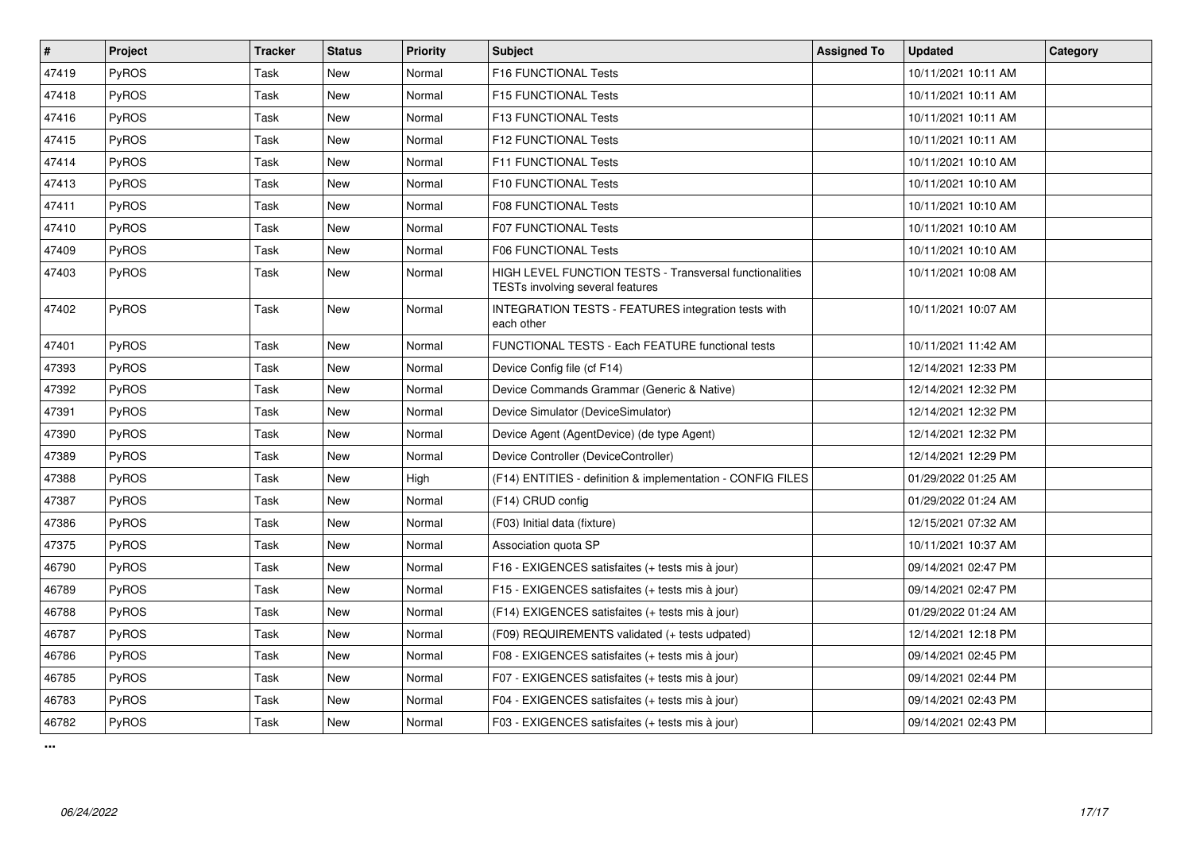| # | Project | Tracker | Status | Priority | Subject | Assigned To | Updated | Category |
|---|---|---|---|---|---|---|---|---|
| 47419 | PyROS | Task | New | Normal | F16 FUNCTIONAL Tests | | 10/11/2021 10:11 AM | |
| 47418 | PyROS | Task | New | Normal | F15 FUNCTIONAL Tests | | 10/11/2021 10:11 AM | |
| 47416 | PyROS | Task | New | Normal | F13 FUNCTIONAL Tests | | 10/11/2021 10:11 AM | |
| 47415 | PyROS | Task | New | Normal | F12 FUNCTIONAL Tests | | 10/11/2021 10:11 AM | |
| 47414 | PyROS | Task | New | Normal | F11 FUNCTIONAL Tests | | 10/11/2021 10:10 AM | |
| 47413 | PyROS | Task | New | Normal | F10 FUNCTIONAL Tests | | 10/11/2021 10:10 AM | |
| 47411 | PyROS | Task | New | Normal | F08 FUNCTIONAL Tests | | 10/11/2021 10:10 AM | |
| 47410 | PyROS | Task | New | Normal | F07 FUNCTIONAL Tests | | 10/11/2021 10:10 AM | |
| 47409 | PyROS | Task | New | Normal | F06 FUNCTIONAL Tests | | 10/11/2021 10:10 AM | |
| 47403 | PyROS | Task | New | Normal | HIGH LEVEL FUNCTION TESTS - Transversal functionalities TESTs involving several features | | 10/11/2021 10:08 AM | |
| 47402 | PyROS | Task | New | Normal | INTEGRATION TESTS - FEATURES integration tests with each other | | 10/11/2021 10:07 AM | |
| 47401 | PyROS | Task | New | Normal | FUNCTIONAL TESTS - Each FEATURE functional tests | | 10/11/2021 11:42 AM | |
| 47393 | PyROS | Task | New | Normal | Device Config file (cf F14) | | 12/14/2021 12:33 PM | |
| 47392 | PyROS | Task | New | Normal | Device Commands Grammar (Generic & Native) | | 12/14/2021 12:32 PM | |
| 47391 | PyROS | Task | New | Normal | Device Simulator (DeviceSimulator) | | 12/14/2021 12:32 PM | |
| 47390 | PyROS | Task | New | Normal | Device Agent (AgentDevice) (de type Agent) | | 12/14/2021 12:32 PM | |
| 47389 | PyROS | Task | New | Normal | Device Controller (DeviceController) | | 12/14/2021 12:29 PM | |
| 47388 | PyROS | Task | New | High | (F14) ENTITIES - definition & implementation - CONFIG FILES | | 01/29/2022 01:25 AM | |
| 47387 | PyROS | Task | New | Normal | (F14) CRUD config | | 01/29/2022 01:24 AM | |
| 47386 | PyROS | Task | New | Normal | (F03) Initial data (fixture) | | 12/15/2021 07:32 AM | |
| 47375 | PyROS | Task | New | Normal | Association quota SP | | 10/11/2021 10:37 AM | |
| 46790 | PyROS | Task | New | Normal | F16 - EXIGENCES satisfaites (+ tests mis à jour) | | 09/14/2021 02:47 PM | |
| 46789 | PyROS | Task | New | Normal | F15 - EXIGENCES satisfaites (+ tests mis à jour) | | 09/14/2021 02:47 PM | |
| 46788 | PyROS | Task | New | Normal | (F14) EXIGENCES satisfaites (+ tests mis à jour) | | 01/29/2022 01:24 AM | |
| 46787 | PyROS | Task | New | Normal | (F09) REQUIREMENTS validated (+ tests udpated) | | 12/14/2021 12:18 PM | |
| 46786 | PyROS | Task | New | Normal | F08 - EXIGENCES satisfaites (+ tests mis à jour) | | 09/14/2021 02:45 PM | |
| 46785 | PyROS | Task | New | Normal | F07 - EXIGENCES satisfaites (+ tests mis à jour) | | 09/14/2021 02:44 PM | |
| 46783 | PyROS | Task | New | Normal | F04 - EXIGENCES satisfaites (+ tests mis à jour) | | 09/14/2021 02:43 PM | |
| 46782 | PyROS | Task | New | Normal | F03 - EXIGENCES satisfaites (+ tests mis à jour) | | 09/14/2021 02:43 PM | |

...